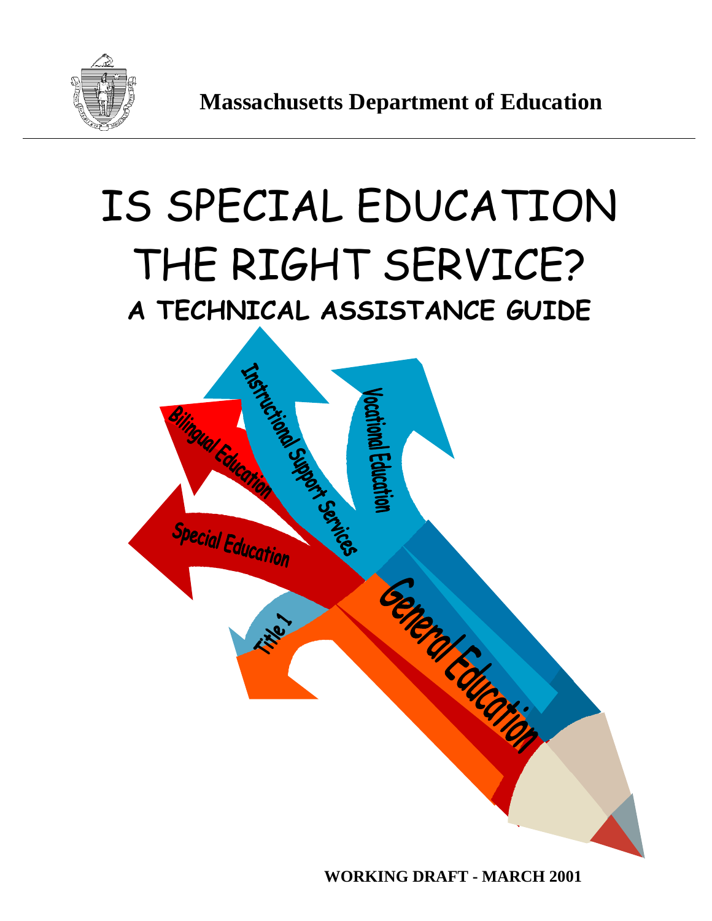**Massachusetts Department of Education**

# IS SPECIAL EDUCATION THE RIGHT SERVICE?

## A TECHNICAL ASSISTANCE GUIDE

Instructional Support Services

Vocational Education

Bilingual Education

Special Education

Title 1

General Education

**WORKING DRAFT - MARCH 2001**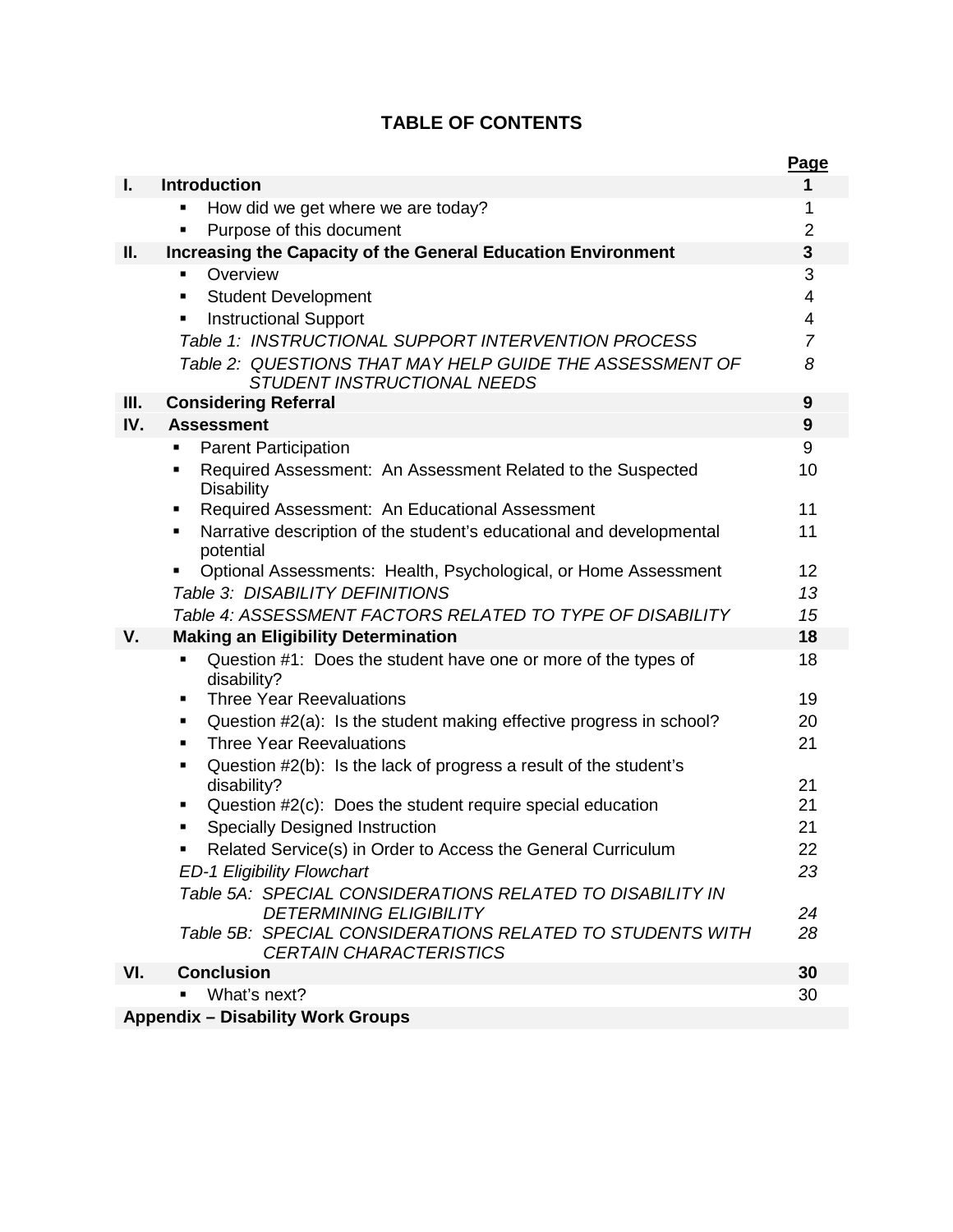# TABLE OF CONTENTS

| | | Page |
|---|---|---|
| **I.** | **Introduction** | **1** |
| | ▪ How did we get where we are today? | 1 |
| | ▪ Purpose of this document | 2 |
| **II.** | **Increasing the Capacity of the General Education Environment** | **3** |
| | ▪ Overview | 3 |
| | ▪ Student Development | 4 |
| | ▪ Instructional Support | 4 |
| | *Table 1: INSTRUCTIONAL SUPPORT INTERVENTION PROCESS* | *7* |
| | *Table 2: QUESTIONS THAT MAY HELP GUIDE THE ASSESSMENT OF STUDENT INSTRUCTIONAL NEEDS* | *8* |
| **III.** | **Considering Referral** | **9** |
| **IV.** | **Assessment** | **9** |
| | ▪ Parent Participation | 9 |
| | ▪ Required Assessment: An Assessment Related to the Suspected Disability | 10 |
| | ▪ Required Assessment: An Educational Assessment | 11 |
| | ▪ Narrative description of the student's educational and developmental potential | 11 |
| | ▪ Optional Assessments: Health, Psychological, or Home Assessment | 12 |
| | *Table 3: DISABILITY DEFINITIONS* | *13* |
| | *Table 4: ASSESSMENT FACTORS RELATED TO TYPE OF DISABILITY* | *15* |
| **V.** | **Making an Eligibility Determination** | **18** |
| | ▪ Question #1: Does the student have one or more of the types of disability? | 18 |
| | ▪ Three Year Reevaluations | 19 |
| | ▪ Question #2(a): Is the student making effective progress in school? | 20 |
| | ▪ Three Year Reevaluations | 21 |
| | ▪ Question #2(b): Is the lack of progress a result of the student's disability? | 21 |
| | ▪ Question #2(c): Does the student require special education | 21 |
| | ▪ Specially Designed Instruction | 21 |
| | ▪ Related Service(s) in Order to Access the General Curriculum | 22 |
| | *ED-1 Eligibility Flowchart* | *23* |
| | *Table 5A: SPECIAL CONSIDERATIONS RELATED TO DISABILITY IN DETERMINING ELIGIBILITY* | *24* |
| | *Table 5B: SPECIAL CONSIDERATIONS RELATED TO STUDENTS WITH CERTAIN CHARACTERISTICS* | *28* |
| **VI.** | **Conclusion** | **30** |
| | ▪ What's next? | 30 |
| **Appendix – Disability Work Groups** | | |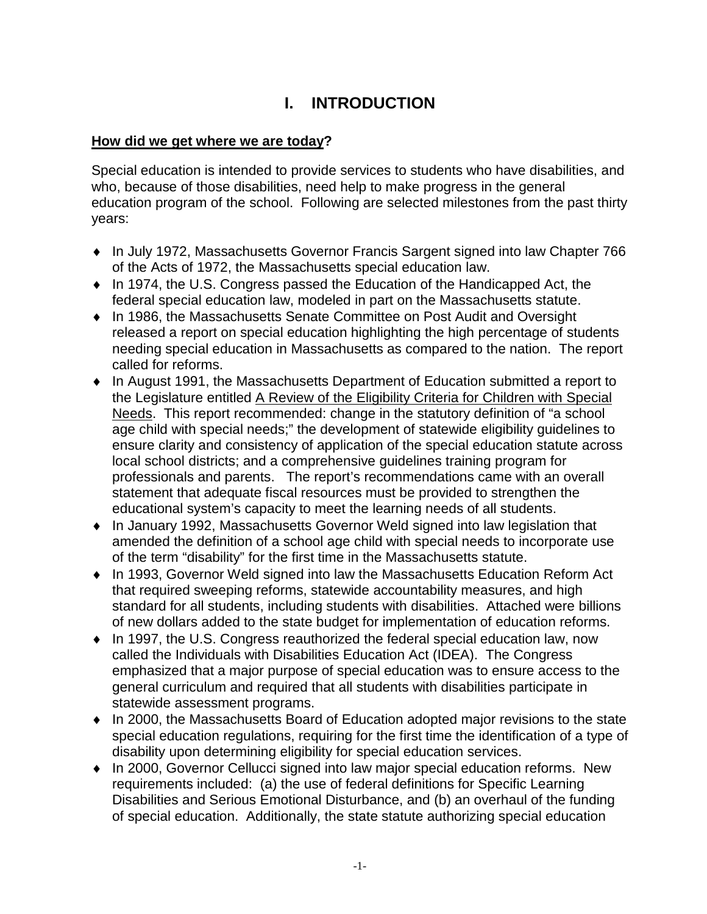# I. INTRODUCTION

**<u>How did we get where we are today</u>?**

Special education is intended to provide services to students who have disabilities, and who, because of those disabilities, need help to make progress in the general education program of the school. Following are selected milestones from the past thirty years:

- In July 1972, Massachusetts Governor Francis Sargent signed into law Chapter 766 of the Acts of 1972, the Massachusetts special education law.
- In 1974, the U.S. Congress passed the Education of the Handicapped Act, the federal special education law, modeled in part on the Massachusetts statute.
- In 1986, the Massachusetts Senate Committee on Post Audit and Oversight released a report on special education highlighting the high percentage of students needing special education in Massachusetts as compared to the nation. The report called for reforms.
- In August 1991, the Massachusetts Department of Education submitted a report to the Legislature entitled <u>A Review of the Eligibility Criteria for Children with Special Needs</u>. This report recommended: change in the statutory definition of "a school age child with special needs;" the development of statewide eligibility guidelines to ensure clarity and consistency of application of the special education statute across local school districts; and a comprehensive guidelines training program for professionals and parents. The report's recommendations came with an overall statement that adequate fiscal resources must be provided to strengthen the educational system's capacity to meet the learning needs of all students.
- In January 1992, Massachusetts Governor Weld signed into law legislation that amended the definition of a school age child with special needs to incorporate use of the term "disability" for the first time in the Massachusetts statute.
- In 1993, Governor Weld signed into law the Massachusetts Education Reform Act that required sweeping reforms, statewide accountability measures, and high standard for all students, including students with disabilities. Attached were billions of new dollars added to the state budget for implementation of education reforms.
- In 1997, the U.S. Congress reauthorized the federal special education law, now called the Individuals with Disabilities Education Act (IDEA). The Congress emphasized that a major purpose of special education was to ensure access to the general curriculum and required that all students with disabilities participate in statewide assessment programs.
- In 2000, the Massachusetts Board of Education adopted major revisions to the state special education regulations, requiring for the first time the identification of a type of disability upon determining eligibility for special education services.
- In 2000, Governor Cellucci signed into law major special education reforms. New requirements included: (a) the use of federal definitions for Specific Learning Disabilities and Serious Emotional Disturbance, and (b) an overhaul of the funding of special education. Additionally, the state statute authorizing special education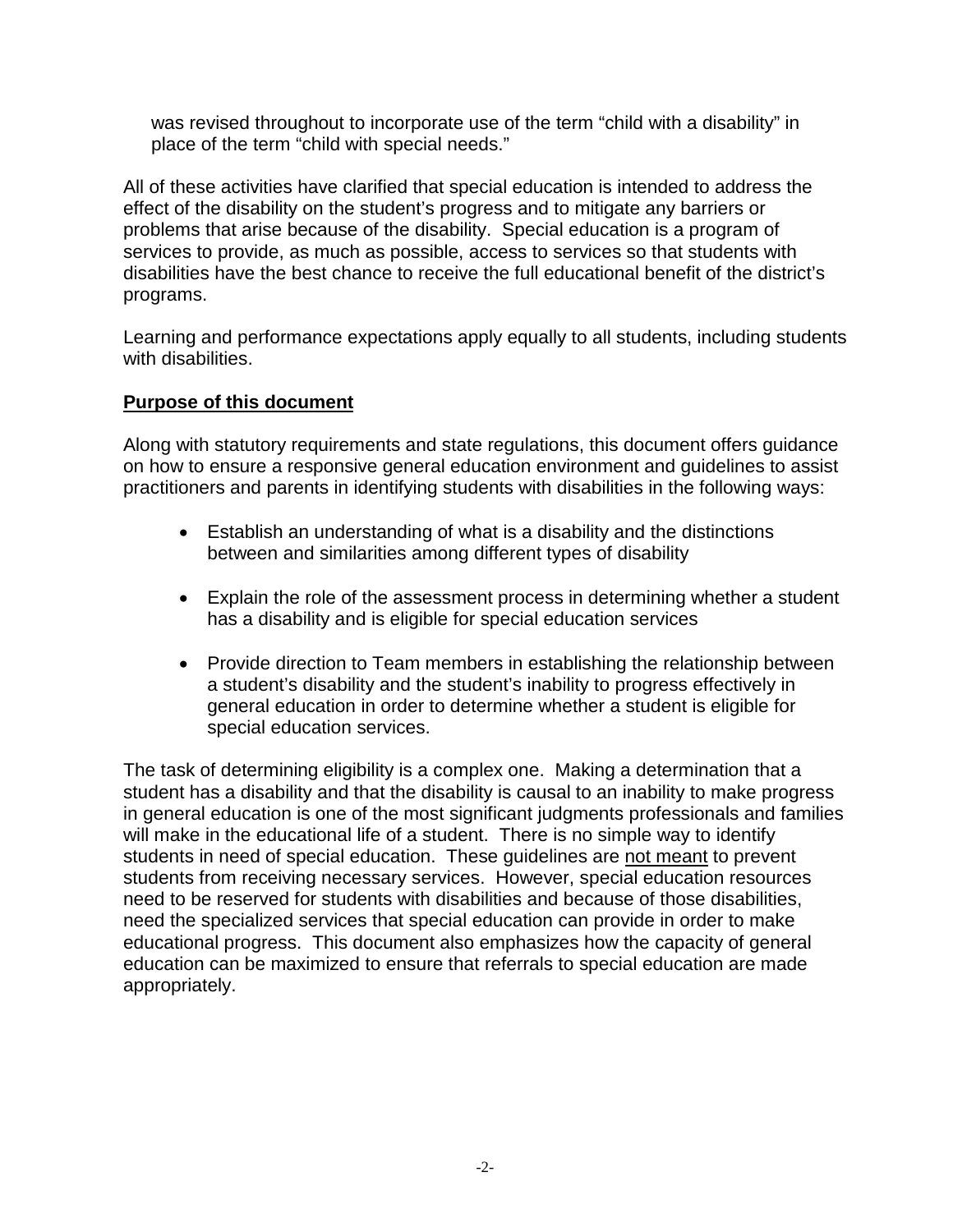was revised throughout to incorporate use of the term "child with a disability" in place of the term "child with special needs."

All of these activities have clarified that special education is intended to address the effect of the disability on the student's progress and to mitigate any barriers or problems that arise because of the disability. Special education is a program of services to provide, as much as possible, access to services so that students with disabilities have the best chance to receive the full educational benefit of the district's programs.

Learning and performance expectations apply equally to all students, including students with disabilities.

**Purpose of this document**

Along with statutory requirements and state regulations, this document offers guidance on how to ensure a responsive general education environment and guidelines to assist practitioners and parents in identifying students with disabilities in the following ways:

- Establish an understanding of what is a disability and the distinctions between and similarities among different types of disability
- Explain the role of the assessment process in determining whether a student has a disability and is eligible for special education services
- Provide direction to Team members in establishing the relationship between a student's disability and the student's inability to progress effectively in general education in order to determine whether a student is eligible for special education services.

The task of determining eligibility is a complex one. Making a determination that a student has a disability and that the disability is causal to an inability to make progress in general education is one of the most significant judgments professionals and families will make in the educational life of a student. There is no simple way to identify students in need of special education. These guidelines are not meant to prevent students from receiving necessary services. However, special education resources need to be reserved for students with disabilities and because of those disabilities, need the specialized services that special education can provide in order to make educational progress. This document also emphasizes how the capacity of general education can be maximized to ensure that referrals to special education are made appropriately.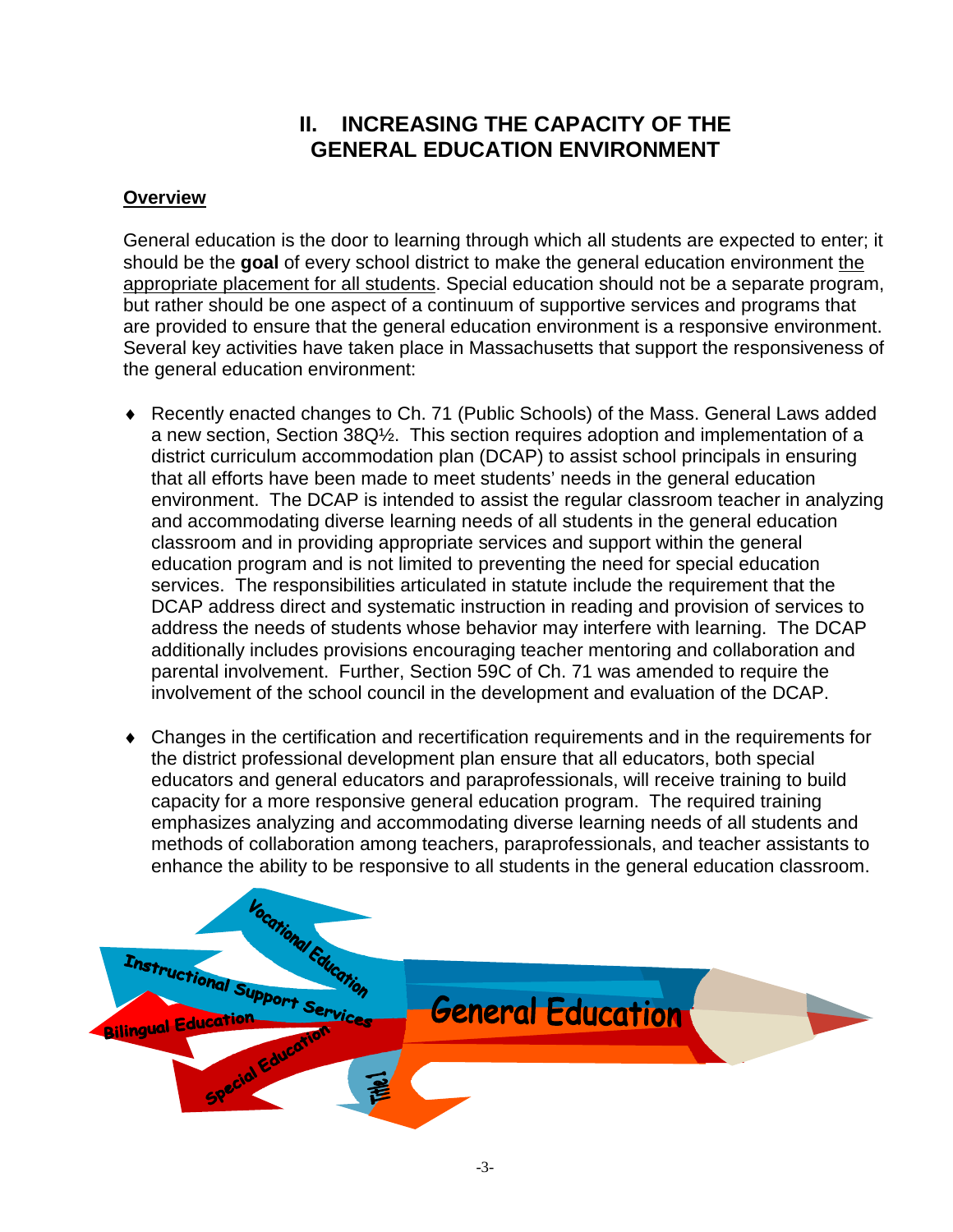## II. INCREASING THE CAPACITY OF THE GENERAL EDUCATION ENVIRONMENT

### Overview

General education is the door to learning through which all students are expected to enter; it should be the **goal** of every school district to make the general education environment the appropriate placement for all students. Special education should not be a separate program, but rather should be one aspect of a continuum of supportive services and programs that are provided to ensure that the general education environment is a responsive environment. Several key activities have taken place in Massachusetts that support the responsiveness of the general education environment:

- Recently enacted changes to Ch. 71 (Public Schools) of the Mass. General Laws added a new section, Section 38Q½. This section requires adoption and implementation of a district curriculum accommodation plan (DCAP) to assist school principals in ensuring that all efforts have been made to meet students' needs in the general education environment. The DCAP is intended to assist the regular classroom teacher in analyzing and accommodating diverse learning needs of all students in the general education classroom and in providing appropriate services and support within the general education program and is not limited to preventing the need for special education services. The responsibilities articulated in statute include the requirement that the DCAP address direct and systematic instruction in reading and provision of services to address the needs of students whose behavior may interfere with learning. The DCAP additionally includes provisions encouraging teacher mentoring and collaboration and parental involvement. Further, Section 59C of Ch. 71 was amended to require the involvement of the school council in the development and evaluation of the DCAP.

- Changes in the certification and recertification requirements and in the requirements for the district professional development plan ensure that all educators, both special educators and general educators and paraprofessionals, will receive training to build capacity for a more responsive general education program. The required training emphasizes analyzing and accommodating diverse learning needs of all students and methods of collaboration among teachers, paraprofessionals, and teacher assistants to enhance the ability to be responsive to all students in the general education classroom.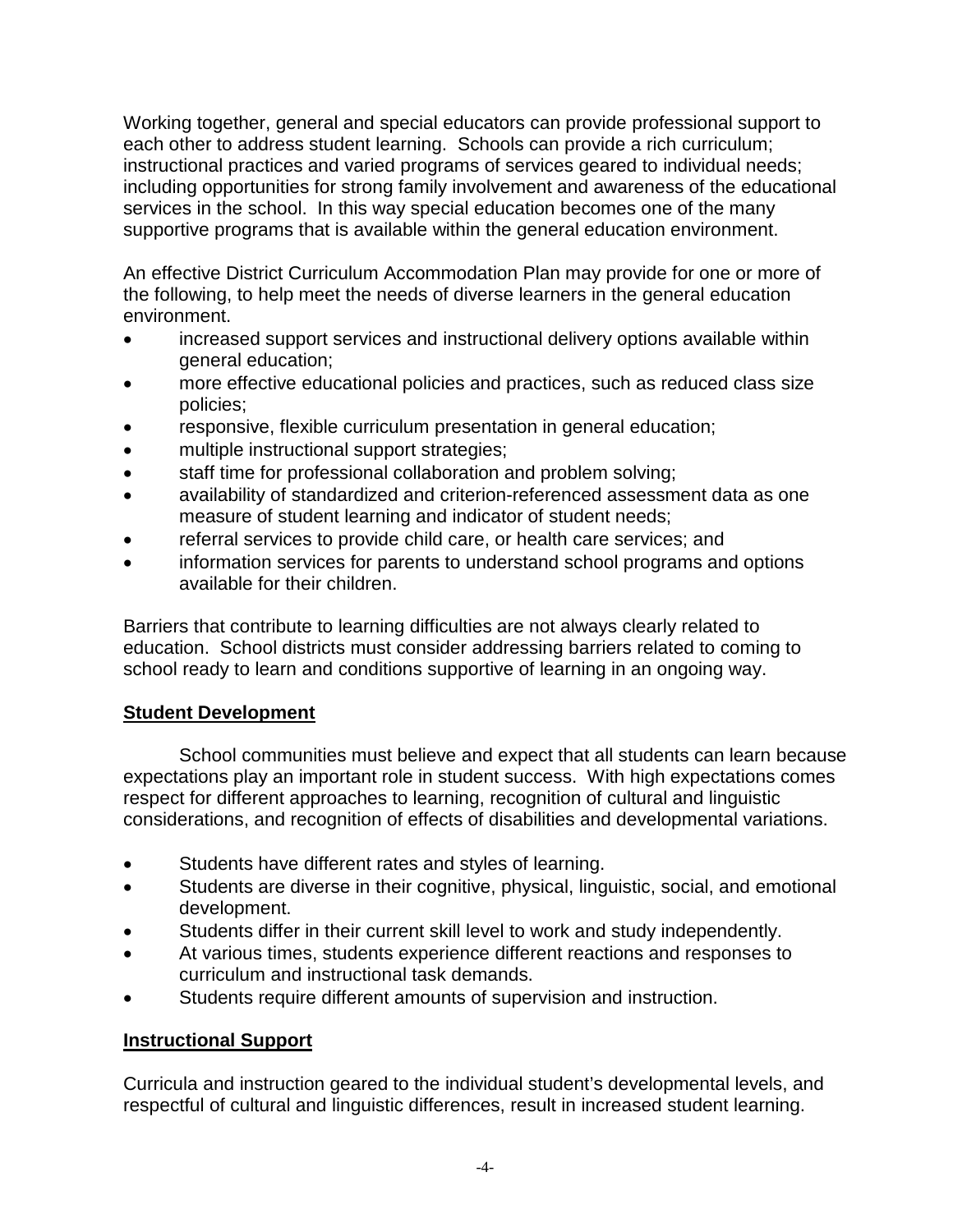Working together, general and special educators can provide professional support to each other to address student learning. Schools can provide a rich curriculum; instructional practices and varied programs of services geared to individual needs; including opportunities for strong family involvement and awareness of the educational services in the school. In this way special education becomes one of the many supportive programs that is available within the general education environment.

An effective District Curriculum Accommodation Plan may provide for one or more of the following, to help meet the needs of diverse learners in the general education environment.

- increased support services and instructional delivery options available within general education;
- more effective educational policies and practices, such as reduced class size policies;
- responsive, flexible curriculum presentation in general education;
- multiple instructional support strategies;
- staff time for professional collaboration and problem solving;
- availability of standardized and criterion-referenced assessment data as one measure of student learning and indicator of student needs;
- referral services to provide child care, or health care services; and
- information services for parents to understand school programs and options available for their children.

Barriers that contribute to learning difficulties are not always clearly related to education. School districts must consider addressing barriers related to coming to school ready to learn and conditions supportive of learning in an ongoing way.

## Student Development

School communities must believe and expect that all students can learn because expectations play an important role in student success. With high expectations comes respect for different approaches to learning, recognition of cultural and linguistic considerations, and recognition of effects of disabilities and developmental variations.

- Students have different rates and styles of learning.
- Students are diverse in their cognitive, physical, linguistic, social, and emotional development.
- Students differ in their current skill level to work and study independently.
- At various times, students experience different reactions and responses to curriculum and instructional task demands.
- Students require different amounts of supervision and instruction.

## Instructional Support

Curricula and instruction geared to the individual student's developmental levels, and respectful of cultural and linguistic differences, result in increased student learning.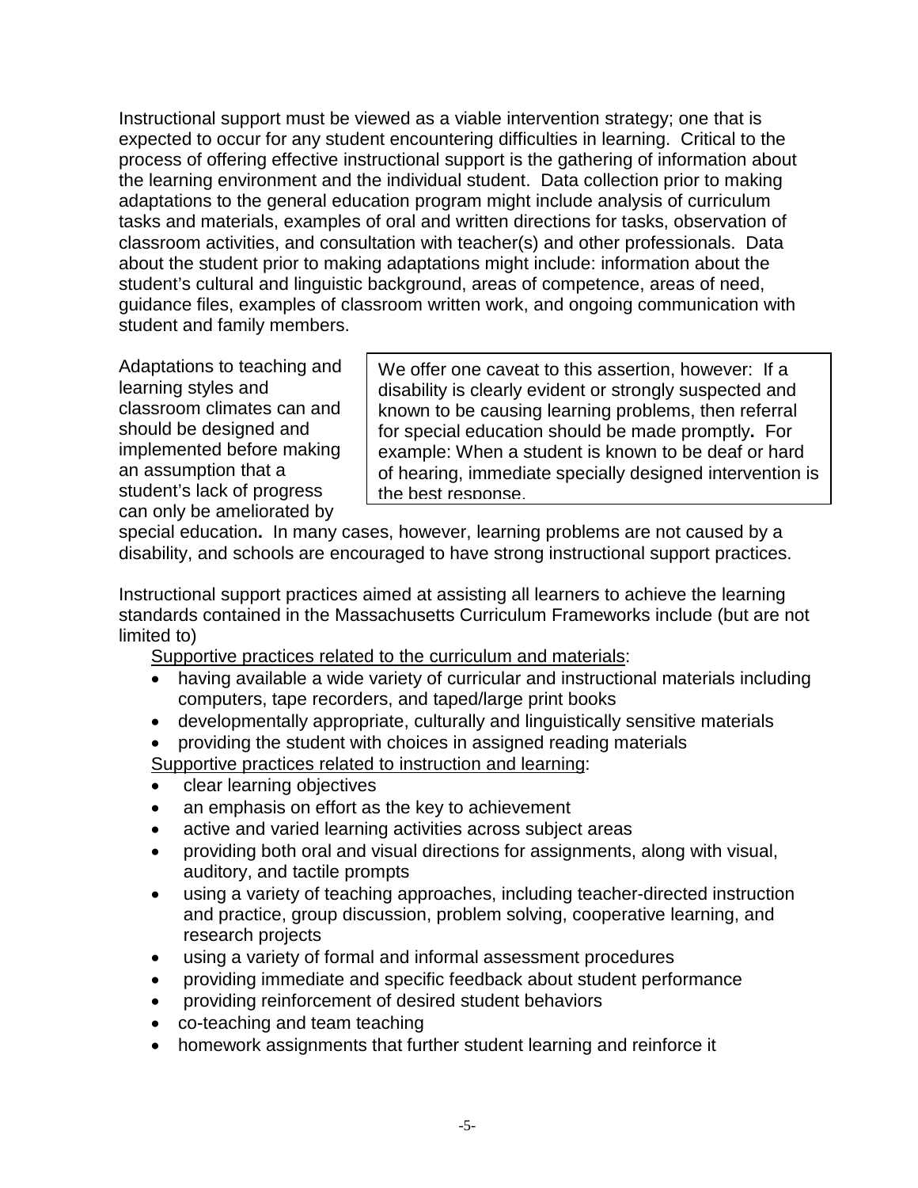Instructional support must be viewed as a viable intervention strategy; one that is expected to occur for any student encountering difficulties in learning. Critical to the process of offering effective instructional support is the gathering of information about the learning environment and the individual student. Data collection prior to making adaptations to the general education program might include analysis of curriculum tasks and materials, examples of oral and written directions for tasks, observation of classroom activities, and consultation with teacher(s) and other professionals. Data about the student prior to making adaptations might include: information about the student's cultural and linguistic background, areas of competence, areas of need, guidance files, examples of classroom written work, and ongoing communication with student and family members.

Adaptations to teaching and learning styles and classroom climates can and should be designed and implemented before making an assumption that a student's lack of progress can only be ameliorated by special education**.** In many cases, however, learning problems are not caused by a disability, and schools are encouraged to have strong instructional support practices.

> We offer one caveat to this assertion, however: If a disability is clearly evident or strongly suspected and known to be causing learning problems, then referral for special education should be made promptly**.** For example: When a student is known to be deaf or hard of hearing, immediate specially designed intervention is the best response.

Instructional support practices aimed at assisting all learners to achieve the learning standards contained in the Massachusetts Curriculum Frameworks include (but are not limited to)

<u>Supportive practices related to the curriculum and materials</u>:

- having available a wide variety of curricular and instructional materials including computers, tape recorders, and taped/large print books
- developmentally appropriate, culturally and linguistically sensitive materials
- providing the student with choices in assigned reading materials

<u>Supportive practices related to instruction and learning</u>:

- clear learning objectives
- an emphasis on effort as the key to achievement
- active and varied learning activities across subject areas
- providing both oral and visual directions for assignments, along with visual, auditory, and tactile prompts
- using a variety of teaching approaches, including teacher-directed instruction and practice, group discussion, problem solving, cooperative learning, and research projects
- using a variety of formal and informal assessment procedures
- providing immediate and specific feedback about student performance
- providing reinforcement of desired student behaviors
- co-teaching and team teaching
- homework assignments that further student learning and reinforce it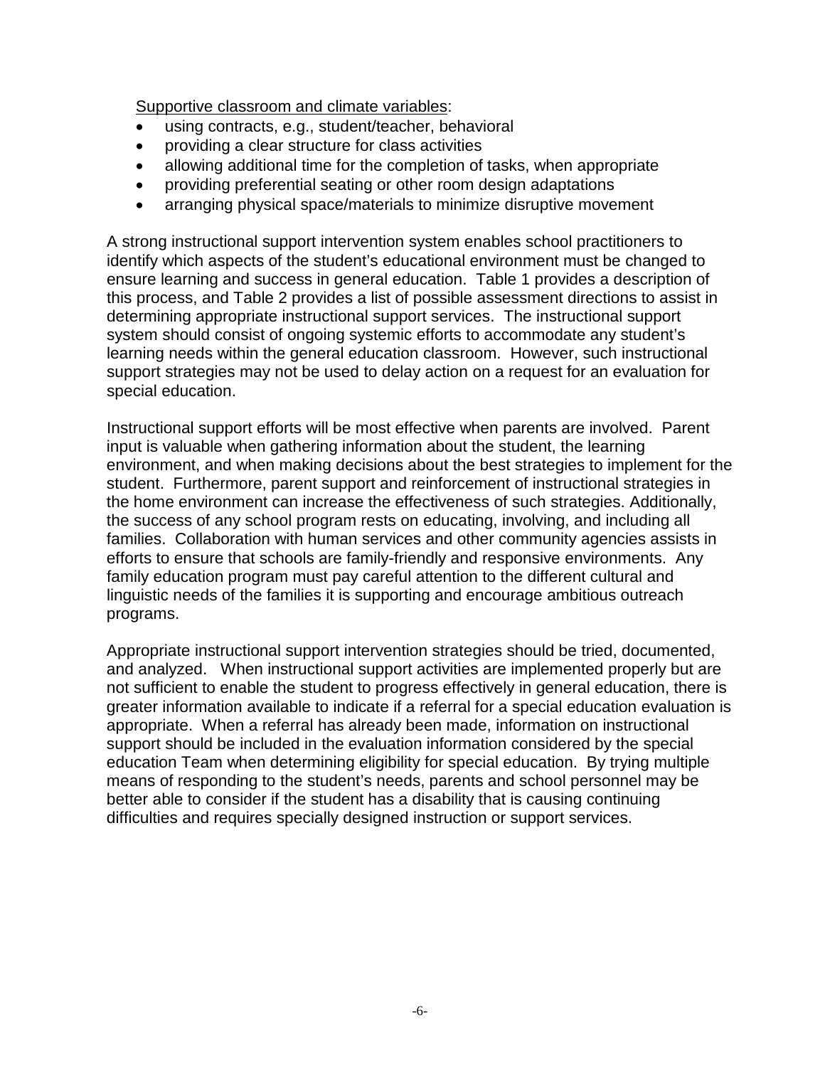Supportive classroom and climate variables:

- using contracts, e.g., student/teacher, behavioral
- providing a clear structure for class activities
- allowing additional time for the completion of tasks, when appropriate
- providing preferential seating or other room design adaptations
- arranging physical space/materials to minimize disruptive movement

A strong instructional support intervention system enables school practitioners to identify which aspects of the student's educational environment must be changed to ensure learning and success in general education. Table 1 provides a description of this process, and Table 2 provides a list of possible assessment directions to assist in determining appropriate instructional support services. The instructional support system should consist of ongoing systemic efforts to accommodate any student's learning needs within the general education classroom. However, such instructional support strategies may not be used to delay action on a request for an evaluation for special education.

Instructional support efforts will be most effective when parents are involved. Parent input is valuable when gathering information about the student, the learning environment, and when making decisions about the best strategies to implement for the student. Furthermore, parent support and reinforcement of instructional strategies in the home environment can increase the effectiveness of such strategies. Additionally, the success of any school program rests on educating, involving, and including all families. Collaboration with human services and other community agencies assists in efforts to ensure that schools are family-friendly and responsive environments. Any family education program must pay careful attention to the different cultural and linguistic needs of the families it is supporting and encourage ambitious outreach programs.

Appropriate instructional support intervention strategies should be tried, documented, and analyzed. When instructional support activities are implemented properly but are not sufficient to enable the student to progress effectively in general education, there is greater information available to indicate if a referral for a special education evaluation is appropriate. When a referral has already been made, information on instructional support should be included in the evaluation information considered by the special education Team when determining eligibility for special education. By trying multiple means of responding to the student's needs, parents and school personnel may be better able to consider if the student has a disability that is causing continuing difficulties and requires specially designed instruction or support services.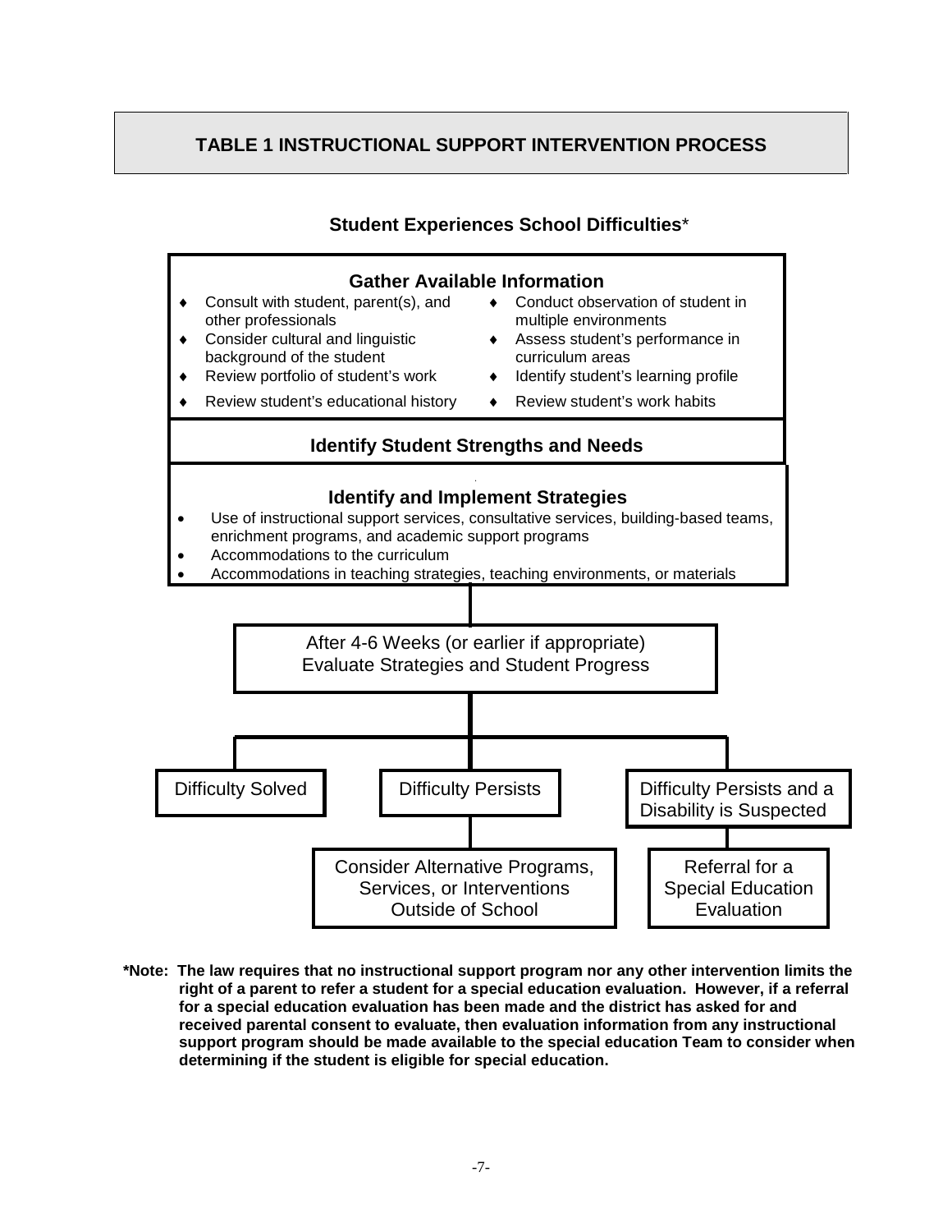# TABLE 1 INSTRUCTIONAL SUPPORT INTERVENTION PROCESS

**Student Experiences School Difficulties***

**Gather Available Information**

- Consult with student, parent(s), and other professionals
- Consider cultural and linguistic background of the student
- Review portfolio of student's work
- Review student's educational history
- Conduct observation of student in multiple environments
- Assess student's performance in curriculum areas
- Identify student's learning profile
- Review student's work habits

**Identify Student Strengths and Needs**

**Identify and Implement Strategies**

- Use of instructional support services, consultative services, building-based teams, enrichment programs, and academic support programs
- Accommodations to the curriculum
- Accommodations in teaching strategies, teaching environments, or materials

After 4-6 Weeks (or earlier if appropriate)
Evaluate Strategies and Student Progress

- Difficulty Solved
- Difficulty Persists → Consider Alternative Programs, Services, or Interventions Outside of School
- Difficulty Persists and a Disability is Suspected → Referral for a Special Education Evaluation

***Note: The law requires that no instructional support program nor any other intervention limits the right of a parent to refer a student for a special education evaluation. However, if a referral for a special education evaluation has been made and the district has asked for and received parental consent to evaluate, then evaluation information from any instructional support program should be made available to the special education Team to consider when determining if the student is eligible for special education.**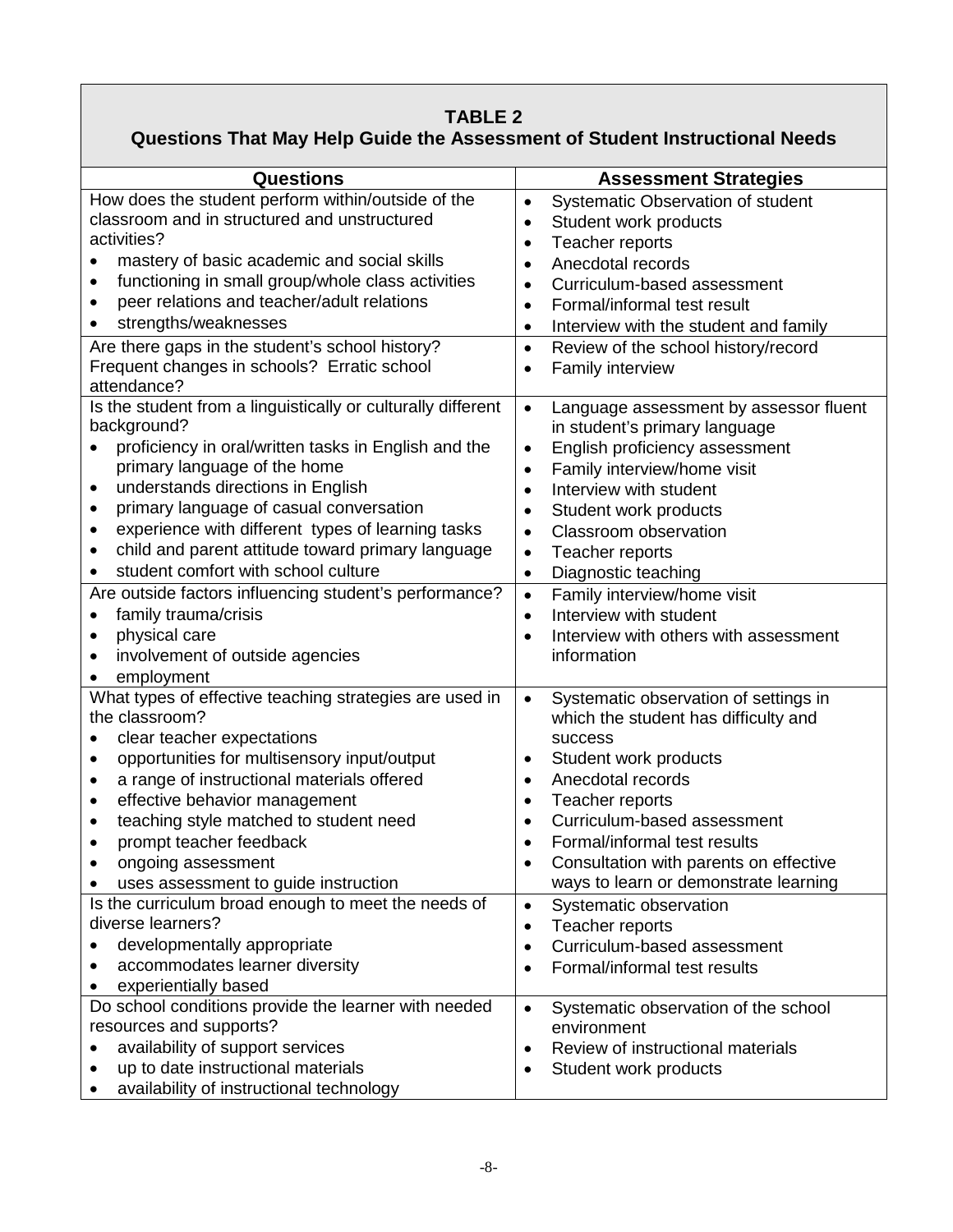## TABLE 2
## Questions That May Help Guide the Assessment of Student Instructional Needs

| Questions | Assessment Strategies |
|---|---|
| How does the student perform within/outside of the classroom and in structured and unstructured activities?<br>• mastery of basic academic and social skills<br>• functioning in small group/whole class activities<br>• peer relations and teacher/adult relations<br>• strengths/weaknesses | • Systematic Observation of student<br>• Student work products<br>• Teacher reports<br>• Anecdotal records<br>• Curriculum-based assessment<br>• Formal/informal test result<br>• Interview with the student and family |
| Are there gaps in the student's school history? Frequent changes in schools? Erratic school attendance? | • Review of the school history/record<br>• Family interview |
| Is the student from a linguistically or culturally different background?<br>• proficiency in oral/written tasks in English and the primary language of the home<br>• understands directions in English<br>• primary language of casual conversation<br>• experience with different types of learning tasks<br>• child and parent attitude toward primary language<br>• student comfort with school culture | • Language assessment by assessor fluent in student's primary language<br>• English proficiency assessment<br>• Family interview/home visit<br>• Interview with student<br>• Student work products<br>• Classroom observation<br>• Teacher reports<br>• Diagnostic teaching |
| Are outside factors influencing student's performance?<br>• family trauma/crisis<br>• physical care<br>• involvement of outside agencies<br>• employment | • Family interview/home visit<br>• Interview with student<br>• Interview with others with assessment information |
| What types of effective teaching strategies are used in the classroom?<br>• clear teacher expectations<br>• opportunities for multisensory input/output<br>• a range of instructional materials offered<br>• effective behavior management<br>• teaching style matched to student need<br>• prompt teacher feedback<br>• ongoing assessment<br>• uses assessment to guide instruction | • Systematic observation of settings in which the student has difficulty and success<br>• Student work products<br>• Anecdotal records<br>• Teacher reports<br>• Curriculum-based assessment<br>• Formal/informal test results<br>• Consultation with parents on effective ways to learn or demonstrate learning |
| Is the curriculum broad enough to meet the needs of diverse learners?<br>• developmentally appropriate<br>• accommodates learner diversity<br>• experientially based | • Systematic observation<br>• Teacher reports<br>• Curriculum-based assessment<br>• Formal/informal test results |
| Do school conditions provide the learner with needed resources and supports?<br>• availability of support services<br>• up to date instructional materials<br>• availability of instructional technology | • Systematic observation of the school environment<br>• Review of instructional materials<br>• Student work products |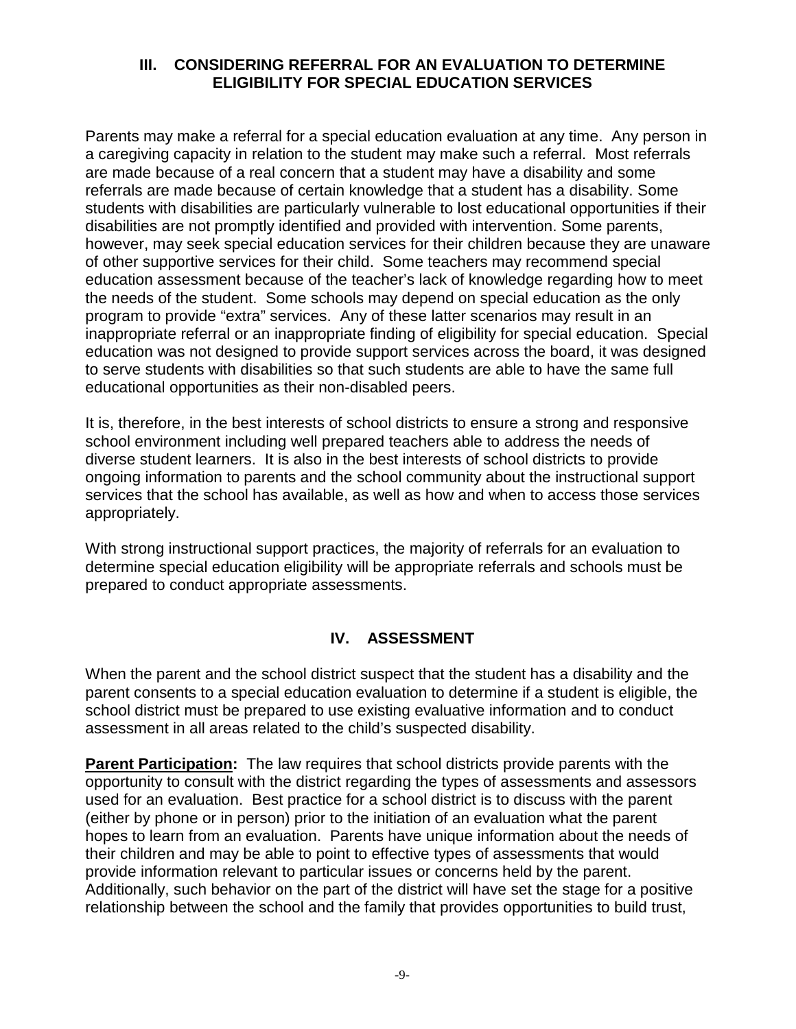## III. CONSIDERING REFERRAL FOR AN EVALUATION TO DETERMINE ELIGIBILITY FOR SPECIAL EDUCATION SERVICES

Parents may make a referral for a special education evaluation at any time. Any person in a caregiving capacity in relation to the student may make such a referral. Most referrals are made because of a real concern that a student may have a disability and some referrals are made because of certain knowledge that a student has a disability. Some students with disabilities are particularly vulnerable to lost educational opportunities if their disabilities are not promptly identified and provided with intervention. Some parents, however, may seek special education services for their children because they are unaware of other supportive services for their child. Some teachers may recommend special education assessment because of the teacher's lack of knowledge regarding how to meet the needs of the student. Some schools may depend on special education as the only program to provide "extra" services. Any of these latter scenarios may result in an inappropriate referral or an inappropriate finding of eligibility for special education. Special education was not designed to provide support services across the board, it was designed to serve students with disabilities so that such students are able to have the same full educational opportunities as their non-disabled peers.

It is, therefore, in the best interests of school districts to ensure a strong and responsive school environment including well prepared teachers able to address the needs of diverse student learners. It is also in the best interests of school districts to provide ongoing information to parents and the school community about the instructional support services that the school has available, as well as how and when to access those services appropriately.

With strong instructional support practices, the majority of referrals for an evaluation to determine special education eligibility will be appropriate referrals and schools must be prepared to conduct appropriate assessments.

## IV. ASSESSMENT

When the parent and the school district suspect that the student has a disability and the parent consents to a special education evaluation to determine if a student is eligible, the school district must be prepared to use existing evaluative information and to conduct assessment in all areas related to the child's suspected disability.

**Parent Participation:** The law requires that school districts provide parents with the opportunity to consult with the district regarding the types of assessments and assessors used for an evaluation. Best practice for a school district is to discuss with the parent (either by phone or in person) prior to the initiation of an evaluation what the parent hopes to learn from an evaluation. Parents have unique information about the needs of their children and may be able to point to effective types of assessments that would provide information relevant to particular issues or concerns held by the parent. Additionally, such behavior on the part of the district will have set the stage for a positive relationship between the school and the family that provides opportunities to build trust,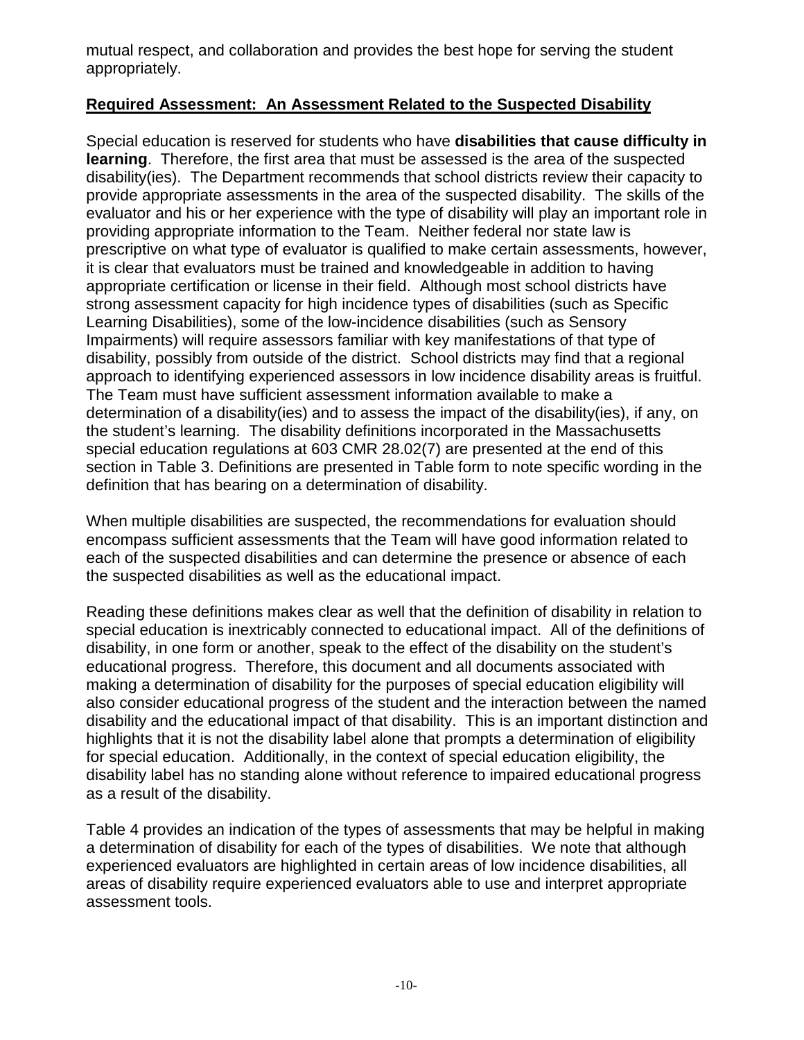mutual respect, and collaboration and provides the best hope for serving the student appropriately.

## Required Assessment: An Assessment Related to the Suspected Disability

Special education is reserved for students who have **disabilities that cause difficulty in learning**. Therefore, the first area that must be assessed is the area of the suspected disability(ies). The Department recommends that school districts review their capacity to provide appropriate assessments in the area of the suspected disability. The skills of the evaluator and his or her experience with the type of disability will play an important role in providing appropriate information to the Team. Neither federal nor state law is prescriptive on what type of evaluator is qualified to make certain assessments, however, it is clear that evaluators must be trained and knowledgeable in addition to having appropriate certification or license in their field. Although most school districts have strong assessment capacity for high incidence types of disabilities (such as Specific Learning Disabilities), some of the low-incidence disabilities (such as Sensory Impairments) will require assessors familiar with key manifestations of that type of disability, possibly from outside of the district. School districts may find that a regional approach to identifying experienced assessors in low incidence disability areas is fruitful. The Team must have sufficient assessment information available to make a determination of a disability(ies) and to assess the impact of the disability(ies), if any, on the student's learning. The disability definitions incorporated in the Massachusetts special education regulations at 603 CMR 28.02(7) are presented at the end of this section in Table 3. Definitions are presented in Table form to note specific wording in the definition that has bearing on a determination of disability.

When multiple disabilities are suspected, the recommendations for evaluation should encompass sufficient assessments that the Team will have good information related to each of the suspected disabilities and can determine the presence or absence of each the suspected disabilities as well as the educational impact.

Reading these definitions makes clear as well that the definition of disability in relation to special education is inextricably connected to educational impact. All of the definitions of disability, in one form or another, speak to the effect of the disability on the student's educational progress. Therefore, this document and all documents associated with making a determination of disability for the purposes of special education eligibility will also consider educational progress of the student and the interaction between the named disability and the educational impact of that disability. This is an important distinction and highlights that it is not the disability label alone that prompts a determination of eligibility for special education. Additionally, in the context of special education eligibility, the disability label has no standing alone without reference to impaired educational progress as a result of the disability.

Table 4 provides an indication of the types of assessments that may be helpful in making a determination of disability for each of the types of disabilities. We note that although experienced evaluators are highlighted in certain areas of low incidence disabilities, all areas of disability require experienced evaluators able to use and interpret appropriate assessment tools.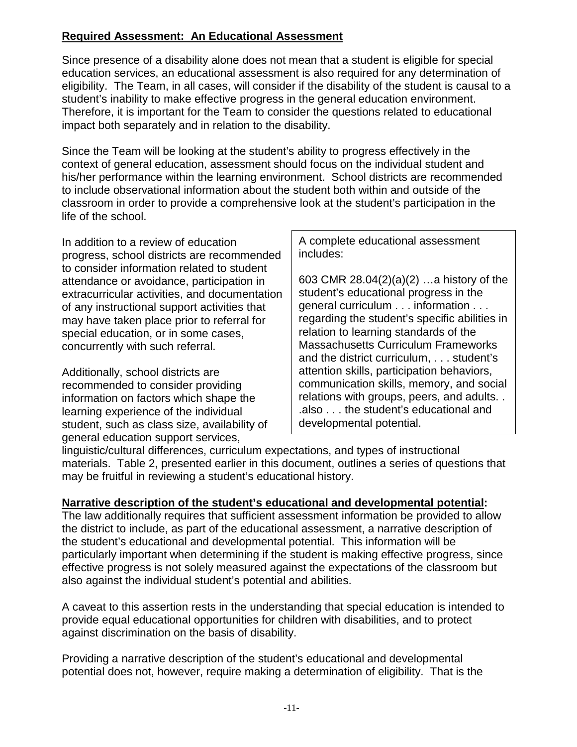**Required Assessment: An Educational Assessment**

Since presence of a disability alone does not mean that a student is eligible for special education services, an educational assessment is also required for any determination of eligibility. The Team, in all cases, will consider if the disability of the student is causal to a student's inability to make effective progress in the general education environment. Therefore, it is important for the Team to consider the questions related to educational impact both separately and in relation to the disability.

Since the Team will be looking at the student's ability to progress effectively in the context of general education, assessment should focus on the individual student and his/her performance within the learning environment. School districts are recommended to include observational information about the student both within and outside of the classroom in order to provide a comprehensive look at the student's participation in the life of the school.

> A complete educational assessment includes:
>
> 603 CMR 28.04(2)(a)(2) …a history of the student's educational progress in the general curriculum . . . information . . . regarding the student's specific abilities in relation to learning standards of the Massachusetts Curriculum Frameworks and the district curriculum, . . . student's attention skills, participation behaviors, communication skills, memory, and social relations with groups, peers, and adults. . .also . . . the student's educational and developmental potential.

In addition to a review of education progress, school districts are recommended to consider information related to student attendance or avoidance, participation in extracurricular activities, and documentation of any instructional support activities that may have taken place prior to referral for special education, or in some cases, concurrently with such referral.

Additionally, school districts are recommended to consider providing information on factors which shape the learning experience of the individual student, such as class size, availability of general education support services, linguistic/cultural differences, curriculum expectations, and types of instructional materials. Table 2, presented earlier in this document, outlines a series of questions that may be fruitful in reviewing a student's educational history.

**Narrative description of the student's educational and developmental potential:**
The law additionally requires that sufficient assessment information be provided to allow the district to include, as part of the educational assessment, a narrative description of the student's educational and developmental potential. This information will be particularly important when determining if the student is making effective progress, since effective progress is not solely measured against the expectations of the classroom but also against the individual student's potential and abilities.

A caveat to this assertion rests in the understanding that special education is intended to provide equal educational opportunities for children with disabilities, and to protect against discrimination on the basis of disability.

Providing a narrative description of the student's educational and developmental potential does not, however, require making a determination of eligibility. That is the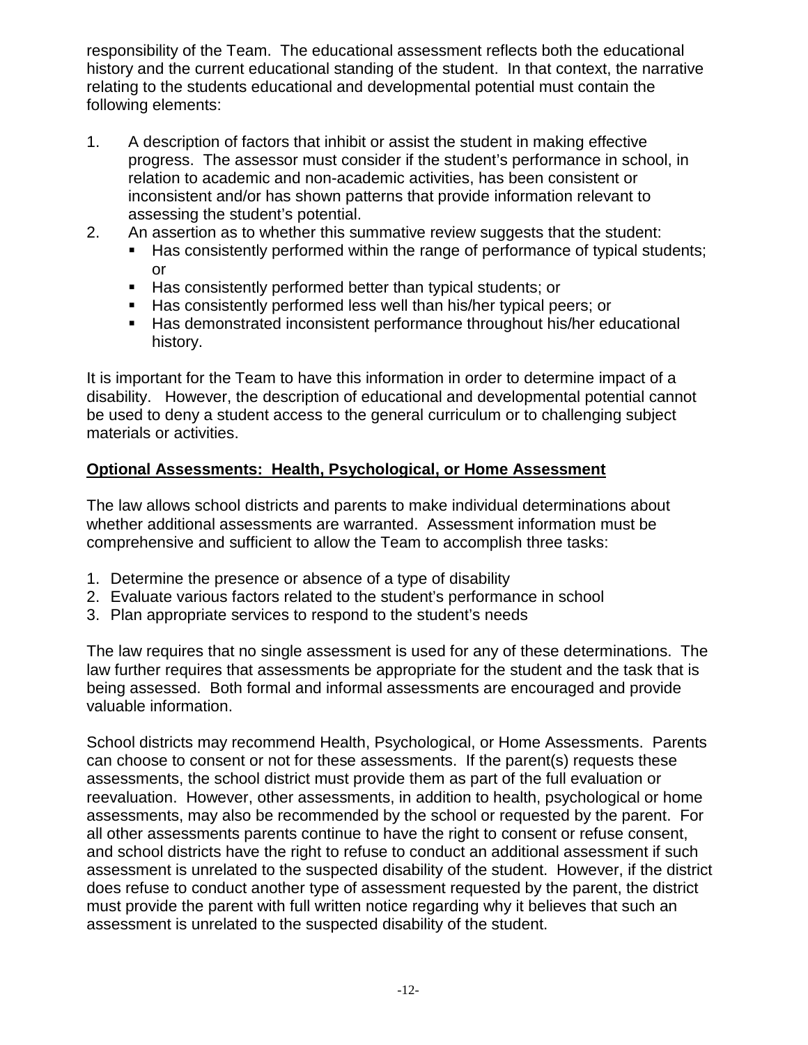responsibility of the Team. The educational assessment reflects both the educational history and the current educational standing of the student. In that context, the narrative relating to the students educational and developmental potential must contain the following elements:

1. A description of factors that inhibit or assist the student in making effective progress. The assessor must consider if the student's performance in school, in relation to academic and non-academic activities, has been consistent or inconsistent and/or has shown patterns that provide information relevant to assessing the student's potential.
2. An assertion as to whether this summative review suggests that the student:
   - Has consistently performed within the range of performance of typical students; or
   - Has consistently performed better than typical students; or
   - Has consistently performed less well than his/her typical peers; or
   - Has demonstrated inconsistent performance throughout his/her educational history.

It is important for the Team to have this information in order to determine impact of a disability. However, the description of educational and developmental potential cannot be used to deny a student access to the general curriculum or to challenging subject materials or activities.

**Optional Assessments: Health, Psychological, or Home Assessment**

The law allows school districts and parents to make individual determinations about whether additional assessments are warranted. Assessment information must be comprehensive and sufficient to allow the Team to accomplish three tasks:

1. Determine the presence or absence of a type of disability
2. Evaluate various factors related to the student's performance in school
3. Plan appropriate services to respond to the student's needs

The law requires that no single assessment is used for any of these determinations. The law further requires that assessments be appropriate for the student and the task that is being assessed. Both formal and informal assessments are encouraged and provide valuable information.

School districts may recommend Health, Psychological, or Home Assessments. Parents can choose to consent or not for these assessments. If the parent(s) requests these assessments, the school district must provide them as part of the full evaluation or reevaluation. However, other assessments, in addition to health, psychological or home assessments, may also be recommended by the school or requested by the parent. For all other assessments parents continue to have the right to consent or refuse consent, and school districts have the right to refuse to conduct an additional assessment if such assessment is unrelated to the suspected disability of the student. However, if the district does refuse to conduct another type of assessment requested by the parent, the district must provide the parent with full written notice regarding why it believes that such an assessment is unrelated to the suspected disability of the student.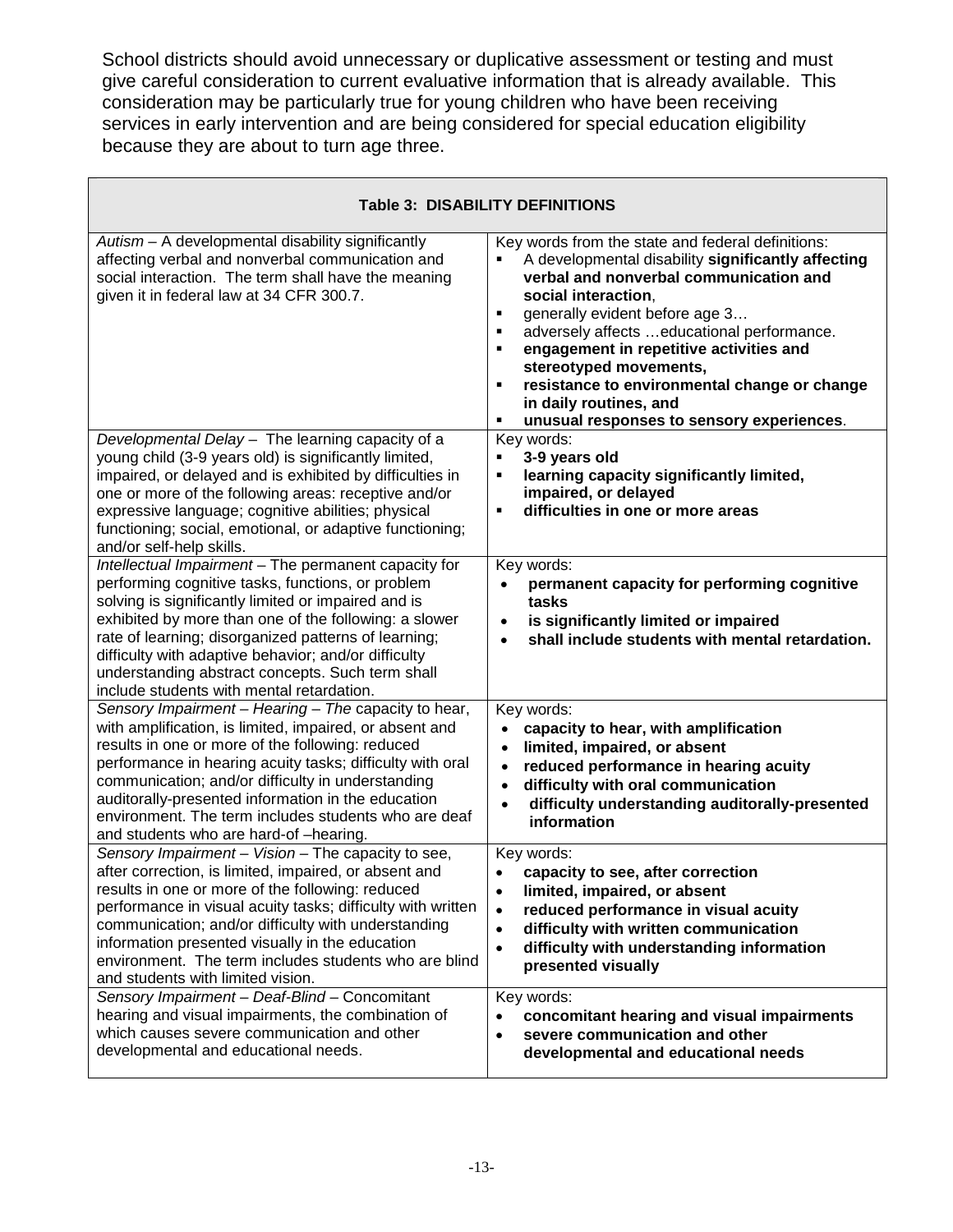School districts should avoid unnecessary or duplicative assessment or testing and must give careful consideration to current evaluative information that is already available. This consideration may be particularly true for young children who have been receiving services in early intervention and are being considered for special education eligibility because they are about to turn age three.

| **Table 3: DISABILITY DEFINITIONS** | |
|---|---|
| *Autism* – A developmental disability significantly affecting verbal and nonverbal communication and social interaction. The term shall have the meaning given it in federal law at 34 CFR 300.7. | Key words from the state and federal definitions:<br>▪ A developmental disability **significantly affecting verbal and nonverbal communication and social interaction**,<br>▪ generally evident before age 3…<br>▪ adversely affects …educational performance.<br>▪ **engagement in repetitive activities and stereotyped movements,**<br>▪ **resistance to environmental change or change in daily routines, and**<br>▪ **unusual responses to sensory experiences**. |
| *Developmental Delay* – The learning capacity of a young child (3-9 years old) is significantly limited, impaired, or delayed and is exhibited by difficulties in one or more of the following areas: receptive and/or expressive language; cognitive abilities; physical functioning; social, emotional, or adaptive functioning; and/or self-help skills. | Key words:<br>▪ **3-9 years old**<br>▪ **learning capacity significantly limited, impaired, or delayed**<br>▪ **difficulties in one or more areas** |
| *Intellectual Impairment* – The permanent capacity for performing cognitive tasks, functions, or problem solving is significantly limited or impaired and is exhibited by more than one of the following: a slower rate of learning; disorganized patterns of learning; difficulty with adaptive behavior; and/or difficulty understanding abstract concepts. Such term shall include students with mental retardation. | Key words:<br>• **permanent capacity for performing cognitive tasks**<br>• **is significantly limited or impaired**<br>• **shall include students with mental retardation.** |
| *Sensory Impairment – Hearing – The* capacity to hear, with amplification, is limited, impaired, or absent and results in one or more of the following: reduced performance in hearing acuity tasks; difficulty with oral communication; and/or difficulty in understanding auditorally-presented information in the education environment. The term includes students who are deaf and students who are hard-of –hearing. | Key words:<br>• **capacity to hear, with amplification**<br>• **limited, impaired, or absent**<br>• **reduced performance in hearing acuity**<br>• **difficulty with oral communication**<br>• **difficulty understanding auditorally-presented information** |
| *Sensory Impairment – Vision* – The capacity to see, after correction, is limited, impaired, or absent and results in one or more of the following: reduced performance in visual acuity tasks; difficulty with written communication; and/or difficulty with understanding information presented visually in the education environment. The term includes students who are blind and students with limited vision. | Key words:<br>• **capacity to see, after correction**<br>• **limited, impaired, or absent**<br>• **reduced performance in visual acuity**<br>• **difficulty with written communication**<br>• **difficulty with understanding information presented visually** |
| *Sensory Impairment – Deaf-Blind* – Concomitant hearing and visual impairments, the combination of which causes severe communication and other developmental and educational needs. | Key words:<br>• **concomitant hearing and visual impairments**<br>• **severe communication and other developmental and educational needs** |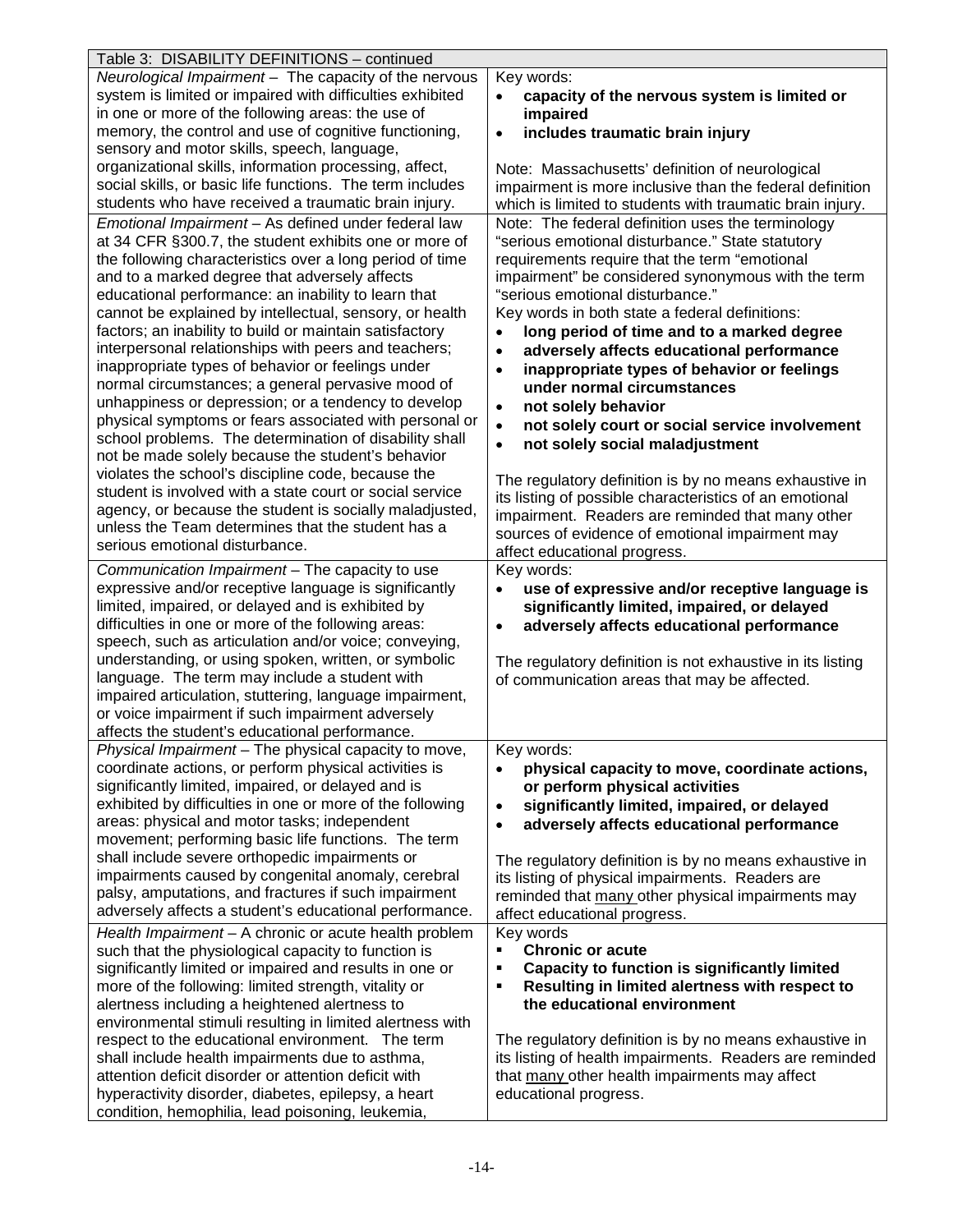| Table 3: DISABILITY DEFINITIONS – continued | |
|---|---|
| *Neurological Impairment* – The capacity of the nervous system is limited or impaired with difficulties exhibited in one or more of the following areas: the use of memory, the control and use of cognitive functioning, sensory and motor skills, speech, language, organizational skills, information processing, affect, social skills, or basic life functions. The term includes students who have received a traumatic brain injury. | Key words:<br>• **capacity of the nervous system is limited or impaired**<br>• **includes traumatic brain injury**<br><br>Note: Massachusetts' definition of neurological impairment is more inclusive than the federal definition which is limited to students with traumatic brain injury. |
| *Emotional Impairment* – As defined under federal law at 34 CFR §300.7, the student exhibits one or more of the following characteristics over a long period of time and to a marked degree that adversely affects educational performance: an inability to learn that cannot be explained by intellectual, sensory, or health factors; an inability to build or maintain satisfactory interpersonal relationships with peers and teachers; inappropriate types of behavior or feelings under normal circumstances; a general pervasive mood of unhappiness or depression; or a tendency to develop physical symptoms or fears associated with personal or school problems. The determination of disability shall not be made solely because the student's behavior violates the school's discipline code, because the student is involved with a state court or social service agency, or because the student is socially maladjusted, unless the Team determines that the student has a serious emotional disturbance. | Note: The federal definition uses the terminology "serious emotional disturbance." State statutory requirements require that the term "emotional impairment" be considered synonymous with the term "serious emotional disturbance."<br>Key words in both state a federal definitions:<br>• **long period of time and to a marked degree**<br>• **adversely affects educational performance**<br>• **inappropriate types of behavior or feelings under normal circumstances**<br>• **not solely behavior**<br>• **not solely court or social service involvement**<br>• **not solely social maladjustment**<br><br>The regulatory definition is by no means exhaustive in its listing of possible characteristics of an emotional impairment. Readers are reminded that many other sources of evidence of emotional impairment may affect educational progress. |
| *Communication Impairment* – The capacity to use expressive and/or receptive language is significantly limited, impaired, or delayed and is exhibited by difficulties in one or more of the following areas: speech, such as articulation and/or voice; conveying, understanding, or using spoken, written, or symbolic language. The term may include a student with impaired articulation, stuttering, language impairment, or voice impairment if such impairment adversely affects the student's educational performance. | Key words:<br>• **use of expressive and/or receptive language is significantly limited, impaired, or delayed**<br>• **adversely affects educational performance**<br><br>The regulatory definition is not exhaustive in its listing of communication areas that may be affected. |
| *Physical Impairment* – The physical capacity to move, coordinate actions, or perform physical activities is significantly limited, impaired, or delayed and is exhibited by difficulties in one or more of the following areas: physical and motor tasks; independent movement; performing basic life functions. The term shall include severe orthopedic impairments or impairments caused by congenital anomaly, cerebral palsy, amputations, and fractures if such impairment adversely affects a student's educational performance. | Key words:<br>• **physical capacity to move, coordinate actions, or perform physical activities**<br>• **significantly limited, impaired, or delayed**<br>• **adversely affects educational performance**<br><br>The regulatory definition is by no means exhaustive in its listing of physical impairments. Readers are reminded that many other physical impairments may affect educational progress. |
| *Health Impairment* – A chronic or acute health problem such that the physiological capacity to function is significantly limited or impaired and results in one or more of the following: limited strength, vitality or alertness including a heightened alertness to environmental stimuli resulting in limited alertness with respect to the educational environment. The term shall include health impairments due to asthma, attention deficit disorder or attention deficit with hyperactivity disorder, diabetes, epilepsy, a heart condition, hemophilia, lead poisoning, leukemia, | Key words<br>▪ **Chronic or acute**<br>▪ **Capacity to function is significantly limited**<br>▪ **Resulting in limited alertness with respect to the educational environment**<br><br>The regulatory definition is by no means exhaustive in its listing of health impairments. Readers are reminded that many other health impairments may affect educational progress. |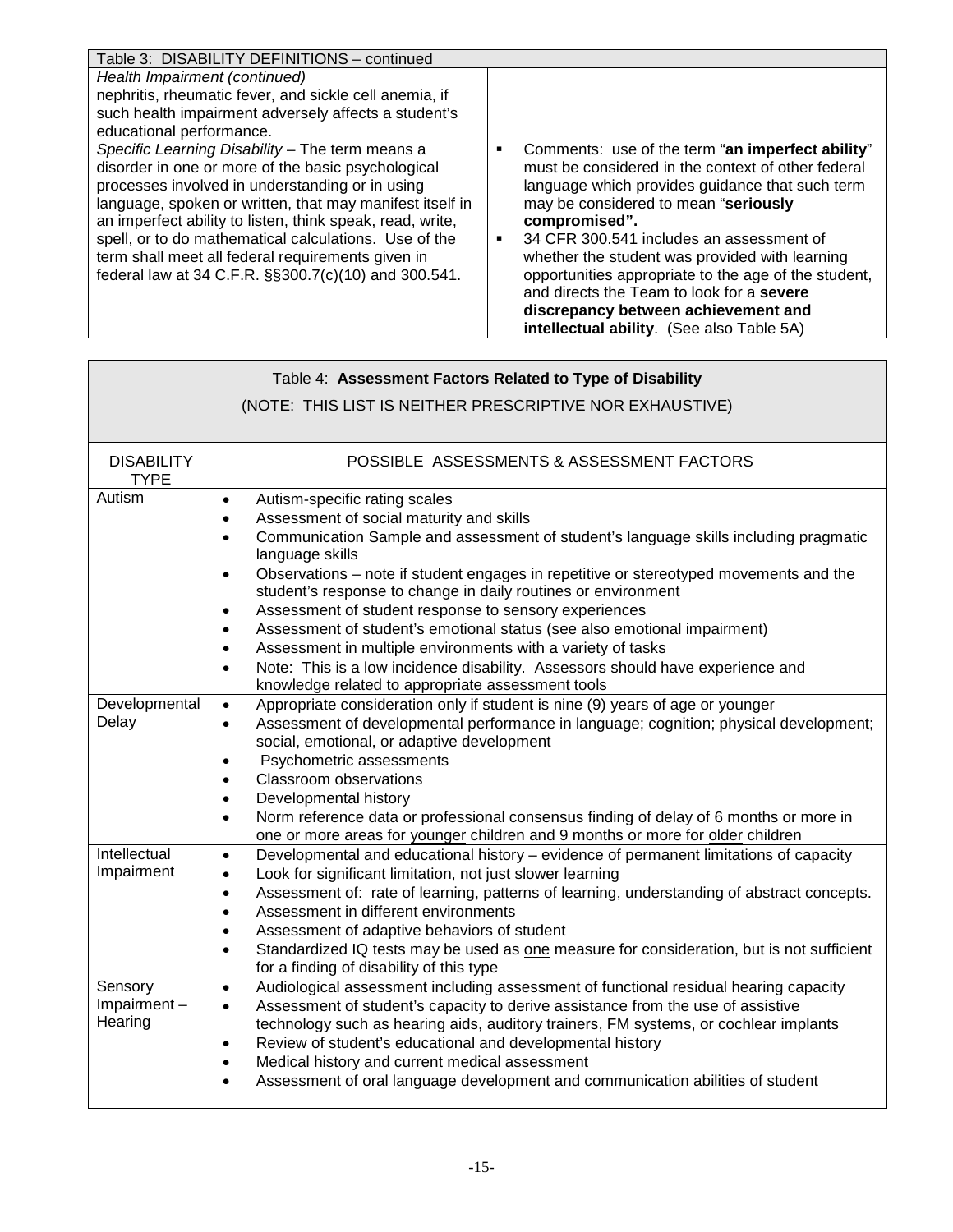| Table 3: DISABILITY DEFINITIONS – continued | |
|---|---|
| *Health Impairment (continued)* nephritis, rheumatic fever, and sickle cell anemia, if such health impairment adversely affects a student's educational performance. | |
| *Specific Learning Disability* – The term means a disorder in one or more of the basic psychological processes involved in understanding or in using language, spoken or written, that may manifest itself in an imperfect ability to listen, think speak, read, write, spell, or to do mathematical calculations. Use of the term shall meet all federal requirements given in federal law at 34 C.F.R. §§300.7(c)(10) and 300.541. | ▪ Comments: use of the term "**an imperfect ability**" must be considered in the context of other federal language which provides guidance that such term may be considered to mean "**seriously compromised".**<br>▪ 34 CFR 300.541 includes an assessment of whether the student was provided with learning opportunities appropriate to the age of the student, and directs the Team to look for a **severe discrepancy between achievement and intellectual ability**. (See also Table 5A) |

Table 4: **Assessment Factors Related to Type of Disability**

(NOTE: THIS LIST IS NEITHER PRESCRIPTIVE NOR EXHAUSTIVE)

| DISABILITY TYPE | POSSIBLE ASSESSMENTS & ASSESSMENT FACTORS |
|---|---|
| Autism | • Autism-specific rating scales<br>• Assessment of social maturity and skills<br>• Communication Sample and assessment of student's language skills including pragmatic language skills<br>• Observations – note if student engages in repetitive or stereotyped movements and the student's response to change in daily routines or environment<br>• Assessment of student response to sensory experiences<br>• Assessment of student's emotional status (see also emotional impairment)<br>• Assessment in multiple environments with a variety of tasks<br>• Note: This is a low incidence disability. Assessors should have experience and knowledge related to appropriate assessment tools |
| Developmental Delay | • Appropriate consideration only if student is nine (9) years of age or younger<br>• Assessment of developmental performance in language; cognition; physical development; social, emotional, or adaptive development<br>• Psychometric assessments<br>• Classroom observations<br>• Developmental history<br>• Norm reference data or professional consensus finding of delay of 6 months or more in one or more areas for <u>younger</u> children and 9 months or more for <u>older</u> children |
| Intellectual Impairment | • Developmental and educational history – evidence of permanent limitations of capacity<br>• Look for significant limitation, not just slower learning<br>• Assessment of: rate of learning, patterns of learning, understanding of abstract concepts.<br>• Assessment in different environments<br>• Assessment of adaptive behaviors of student<br>• Standardized IQ tests may be used as <u>one</u> measure for consideration, but is not sufficient for a finding of disability of this type |
| Sensory Impairment – Hearing | • Audiological assessment including assessment of functional residual hearing capacity<br>• Assessment of student's capacity to derive assistance from the use of assistive technology such as hearing aids, auditory trainers, FM systems, or cochlear implants<br>• Review of student's educational and developmental history<br>• Medical history and current medical assessment<br>• Assessment of oral language development and communication abilities of student |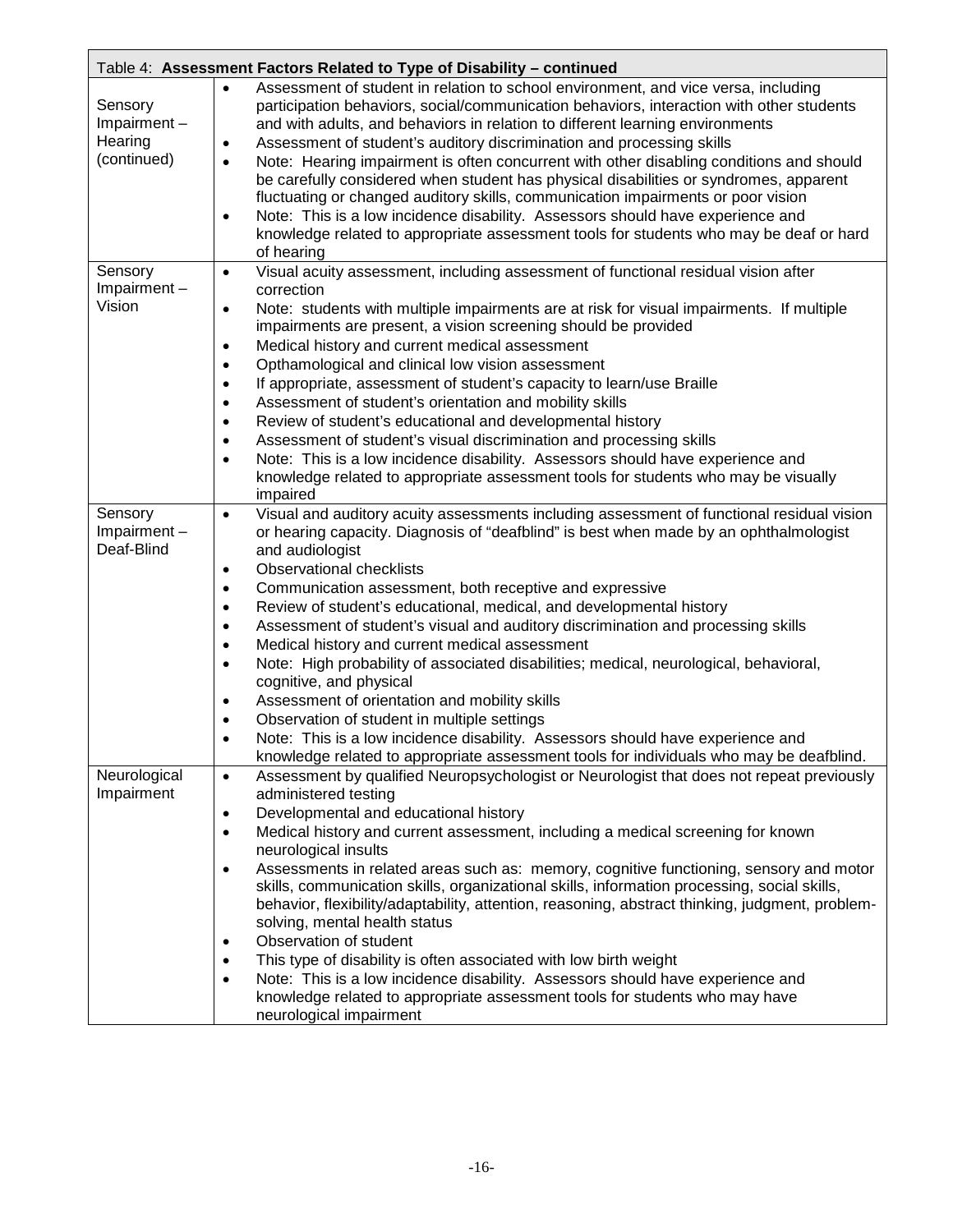| Table 4: **Assessment Factors Related to Type of Disability – continued** | |
|---|---|
| Sensory Impairment – Hearing (continued) | • Assessment of student in relation to school environment, and vice versa, including participation behaviors, social/communication behaviors, interaction with other students and with adults, and behaviors in relation to different learning environments<br>• Assessment of student's auditory discrimination and processing skills<br>• Note: Hearing impairment is often concurrent with other disabling conditions and should be carefully considered when student has physical disabilities or syndromes, apparent fluctuating or changed auditory skills, communication impairments or poor vision<br>• Note: This is a low incidence disability. Assessors should have experience and knowledge related to appropriate assessment tools for students who may be deaf or hard of hearing |
| Sensory Impairment – Vision | • Visual acuity assessment, including assessment of functional residual vision after correction<br>• Note: students with multiple impairments are at risk for visual impairments. If multiple impairments are present, a vision screening should be provided<br>• Medical history and current medical assessment<br>• Opthamological and clinical low vision assessment<br>• If appropriate, assessment of student's capacity to learn/use Braille<br>• Assessment of student's orientation and mobility skills<br>• Review of student's educational and developmental history<br>• Assessment of student's visual discrimination and processing skills<br>• Note: This is a low incidence disability. Assessors should have experience and knowledge related to appropriate assessment tools for students who may be visually impaired |
| Sensory Impairment – Deaf-Blind | • Visual and auditory acuity assessments including assessment of functional residual vision or hearing capacity. Diagnosis of "deafblind" is best when made by an ophthalmologist and audiologist<br>• Observational checklists<br>• Communication assessment, both receptive and expressive<br>• Review of student's educational, medical, and developmental history<br>• Assessment of student's visual and auditory discrimination and processing skills<br>• Medical history and current medical assessment<br>• Note: High probability of associated disabilities; medical, neurological, behavioral, cognitive, and physical<br>• Assessment of orientation and mobility skills<br>• Observation of student in multiple settings<br>• Note: This is a low incidence disability. Assessors should have experience and knowledge related to appropriate assessment tools for individuals who may be deafblind. |
| Neurological Impairment | • Assessment by qualified Neuropsychologist or Neurologist that does not repeat previously administered testing<br>• Developmental and educational history<br>• Medical history and current assessment, including a medical screening for known neurological insults<br>• Assessments in related areas such as: memory, cognitive functioning, sensory and motor skills, communication skills, organizational skills, information processing, social skills, behavior, flexibility/adaptability, attention, reasoning, abstract thinking, judgment, problem-solving, mental health status<br>• Observation of student<br>• This type of disability is often associated with low birth weight<br>• Note: This is a low incidence disability. Assessors should have experience and knowledge related to appropriate assessment tools for students who may have neurological impairment |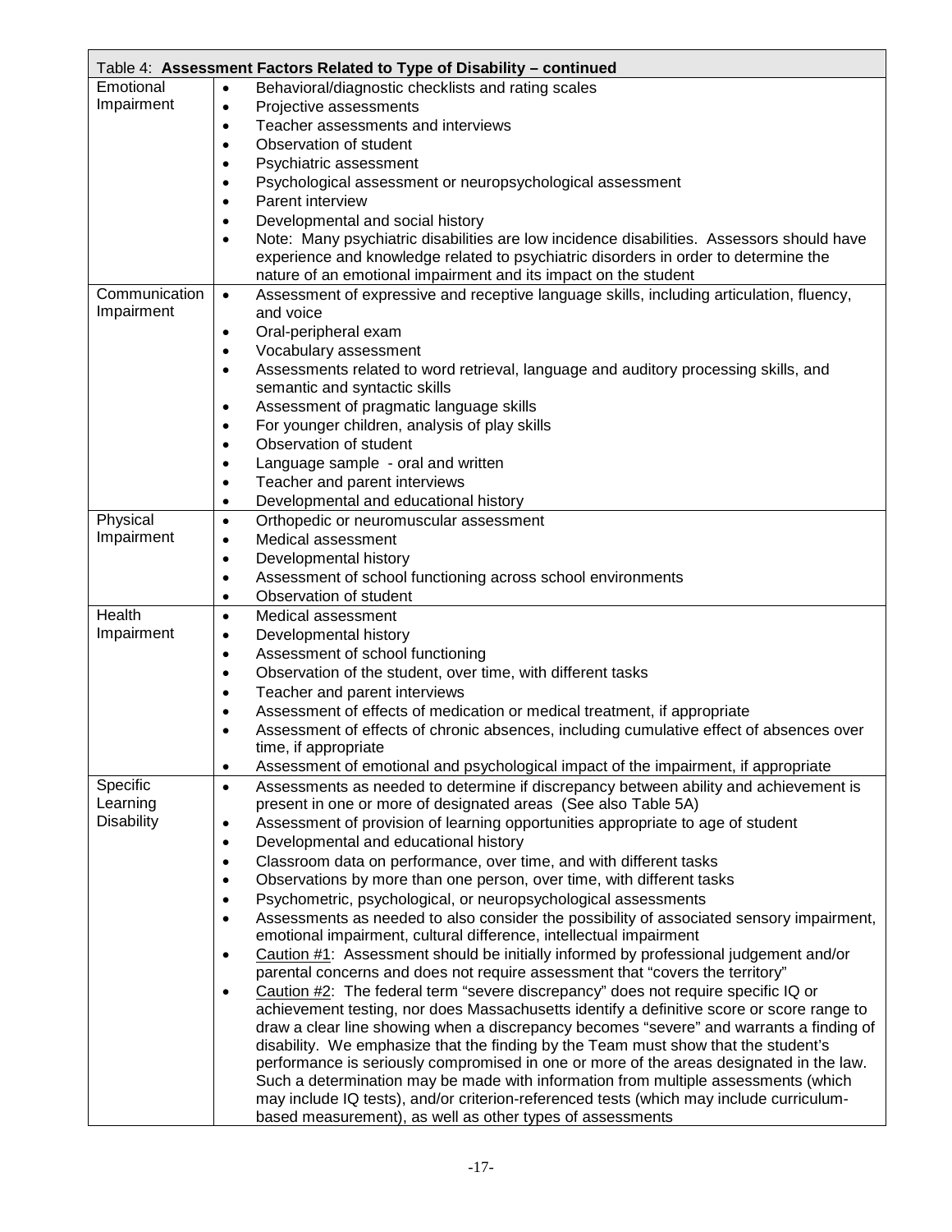| Table 4: **Assessment Factors Related to Type of Disability – continued** | |
|---|---|
| Emotional Impairment | • Behavioral/diagnostic checklists and rating scales<br>• Projective assessments<br>• Teacher assessments and interviews<br>• Observation of student<br>• Psychiatric assessment<br>• Psychological assessment or neuropsychological assessment<br>• Parent interview<br>• Developmental and social history<br>• Note: Many psychiatric disabilities are low incidence disabilities. Assessors should have experience and knowledge related to psychiatric disorders in order to determine the nature of an emotional impairment and its impact on the student |
| Communication Impairment | • Assessment of expressive and receptive language skills, including articulation, fluency, and voice<br>• Oral-peripheral exam<br>• Vocabulary assessment<br>• Assessments related to word retrieval, language and auditory processing skills, and semantic and syntactic skills<br>• Assessment of pragmatic language skills<br>• For younger children, analysis of play skills<br>• Observation of student<br>• Language sample - oral and written<br>• Teacher and parent interviews<br>• Developmental and educational history |
| Physical Impairment | • Orthopedic or neuromuscular assessment<br>• Medical assessment<br>• Developmental history<br>• Assessment of school functioning across school environments<br>• Observation of student |
| Health Impairment | • Medical assessment<br>• Developmental history<br>• Assessment of school functioning<br>• Observation of the student, over time, with different tasks<br>• Teacher and parent interviews<br>• Assessment of effects of medication or medical treatment, if appropriate<br>• Assessment of effects of chronic absences, including cumulative effect of absences over time, if appropriate<br>• Assessment of emotional and psychological impact of the impairment, if appropriate |
| Specific Learning Disability | • Assessments as needed to determine if discrepancy between ability and achievement is present in one or more of designated areas (See also Table 5A)<br>• Assessment of provision of learning opportunities appropriate to age of student<br>• Developmental and educational history<br>• Classroom data on performance, over time, and with different tasks<br>• Observations by more than one person, over time, with different tasks<br>• Psychometric, psychological, or neuropsychological assessments<br>• Assessments as needed to also consider the possibility of associated sensory impairment, emotional impairment, cultural difference, intellectual impairment<br>• Caution #1: Assessment should be initially informed by professional judgement and/or parental concerns and does not require assessment that "covers the territory"<br>• Caution #2: The federal term "severe discrepancy" does not require specific IQ or achievement testing, nor does Massachusetts identify a definitive score or score range to draw a clear line showing when a discrepancy becomes "severe" and warrants a finding of disability. We emphasize that the finding by the Team must show that the student's performance is seriously compromised in one or more of the areas designated in the law. Such a determination may be made with information from multiple assessments (which may include IQ tests), and/or criterion-referenced tests (which may include curriculum-based measurement), as well as other types of assessments |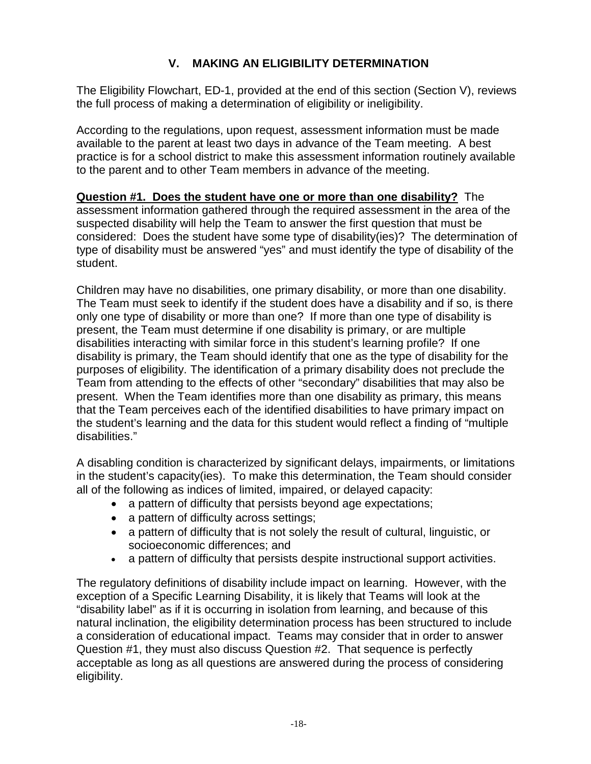## V. MAKING AN ELIGIBILITY DETERMINATION

The Eligibility Flowchart, ED-1, provided at the end of this section (Section V), reviews the full process of making a determination of eligibility or ineligibility.

According to the regulations, upon request, assessment information must be made available to the parent at least two days in advance of the Team meeting. A best practice is for a school district to make this assessment information routinely available to the parent and to other Team members in advance of the meeting.

**Question #1. Does the student have one or more than one disability?** The assessment information gathered through the required assessment in the area of the suspected disability will help the Team to answer the first question that must be considered: Does the student have some type of disability(ies)? The determination of type of disability must be answered "yes" and must identify the type of disability of the student.

Children may have no disabilities, one primary disability, or more than one disability. The Team must seek to identify if the student does have a disability and if so, is there only one type of disability or more than one? If more than one type of disability is present, the Team must determine if one disability is primary, or are multiple disabilities interacting with similar force in this student's learning profile? If one disability is primary, the Team should identify that one as the type of disability for the purposes of eligibility. The identification of a primary disability does not preclude the Team from attending to the effects of other "secondary" disabilities that may also be present. When the Team identifies more than one disability as primary, this means that the Team perceives each of the identified disabilities to have primary impact on the student's learning and the data for this student would reflect a finding of "multiple disabilities."

A disabling condition is characterized by significant delays, impairments, or limitations in the student's capacity(ies). To make this determination, the Team should consider all of the following as indices of limited, impaired, or delayed capacity:

- a pattern of difficulty that persists beyond age expectations;
- a pattern of difficulty across settings;
- a pattern of difficulty that is not solely the result of cultural, linguistic, or socioeconomic differences; and
- a pattern of difficulty that persists despite instructional support activities.

The regulatory definitions of disability include impact on learning. However, with the exception of a Specific Learning Disability, it is likely that Teams will look at the "disability label" as if it is occurring in isolation from learning, and because of this natural inclination, the eligibility determination process has been structured to include a consideration of educational impact. Teams may consider that in order to answer Question #1, they must also discuss Question #2. That sequence is perfectly acceptable as long as all questions are answered during the process of considering eligibility.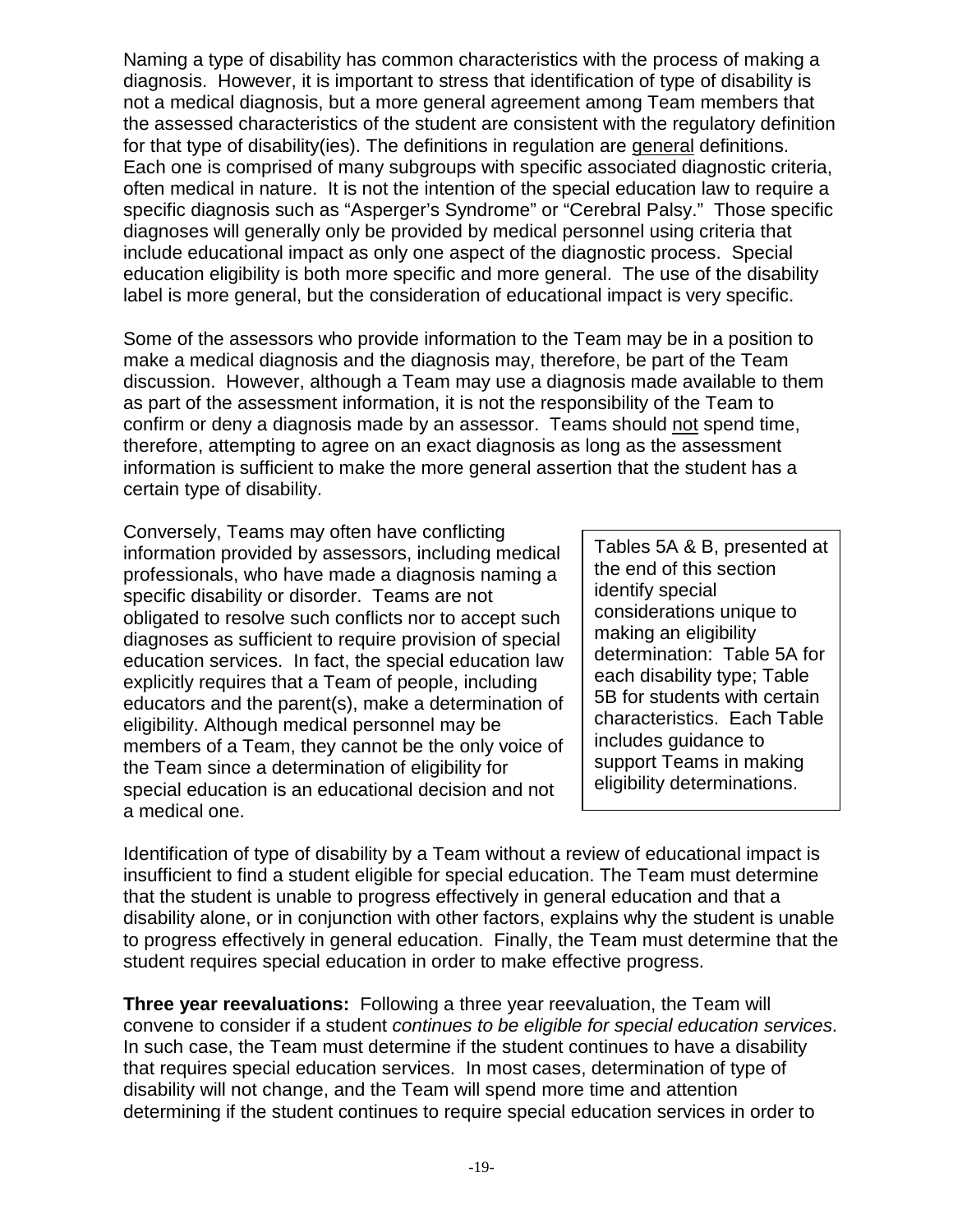Naming a type of disability has common characteristics with the process of making a diagnosis. However, it is important to stress that identification of type of disability is not a medical diagnosis, but a more general agreement among Team members that the assessed characteristics of the student are consistent with the regulatory definition for that type of disability(ies). The definitions in regulation are <u>general</u> definitions. Each one is comprised of many subgroups with specific associated diagnostic criteria, often medical in nature. It is not the intention of the special education law to require a specific diagnosis such as "Asperger's Syndrome" or "Cerebral Palsy." Those specific diagnoses will generally only be provided by medical personnel using criteria that include educational impact as only one aspect of the diagnostic process. Special education eligibility is both more specific and more general. The use of the disability label is more general, but the consideration of educational impact is very specific.

Some of the assessors who provide information to the Team may be in a position to make a medical diagnosis and the diagnosis may, therefore, be part of the Team discussion. However, although a Team may use a diagnosis made available to them as part of the assessment information, it is not the responsibility of the Team to confirm or deny a diagnosis made by an assessor. Teams should <u>not</u> spend time, therefore, attempting to agree on an exact diagnosis as long as the assessment information is sufficient to make the more general assertion that the student has a certain type of disability.

Conversely, Teams may often have conflicting information provided by assessors, including medical professionals, who have made a diagnosis naming a specific disability or disorder. Teams are not obligated to resolve such conflicts nor to accept such diagnoses as sufficient to require provision of special education services. In fact, the special education law explicitly requires that a Team of people, including educators and the parent(s), make a determination of eligibility. Although medical personnel may be members of a Team, they cannot be the only voice of the Team since a determination of eligibility for special education is an educational decision and not a medical one.

> Tables 5A & B, presented at the end of this section identify special considerations unique to making an eligibility determination: Table 5A for each disability type; Table 5B for students with certain characteristics. Each Table includes guidance to support Teams in making eligibility determinations.

Identification of type of disability by a Team without a review of educational impact is insufficient to find a student eligible for special education. The Team must determine that the student is unable to progress effectively in general education and that a disability alone, or in conjunction with other factors, explains why the student is unable to progress effectively in general education. Finally, the Team must determine that the student requires special education in order to make effective progress.

**Three year reevaluations:** Following a three year reevaluation, the Team will convene to consider if a student *continues to be eligible for special education services*. In such case, the Team must determine if the student continues to have a disability that requires special education services. In most cases, determination of type of disability will not change, and the Team will spend more time and attention determining if the student continues to require special education services in order to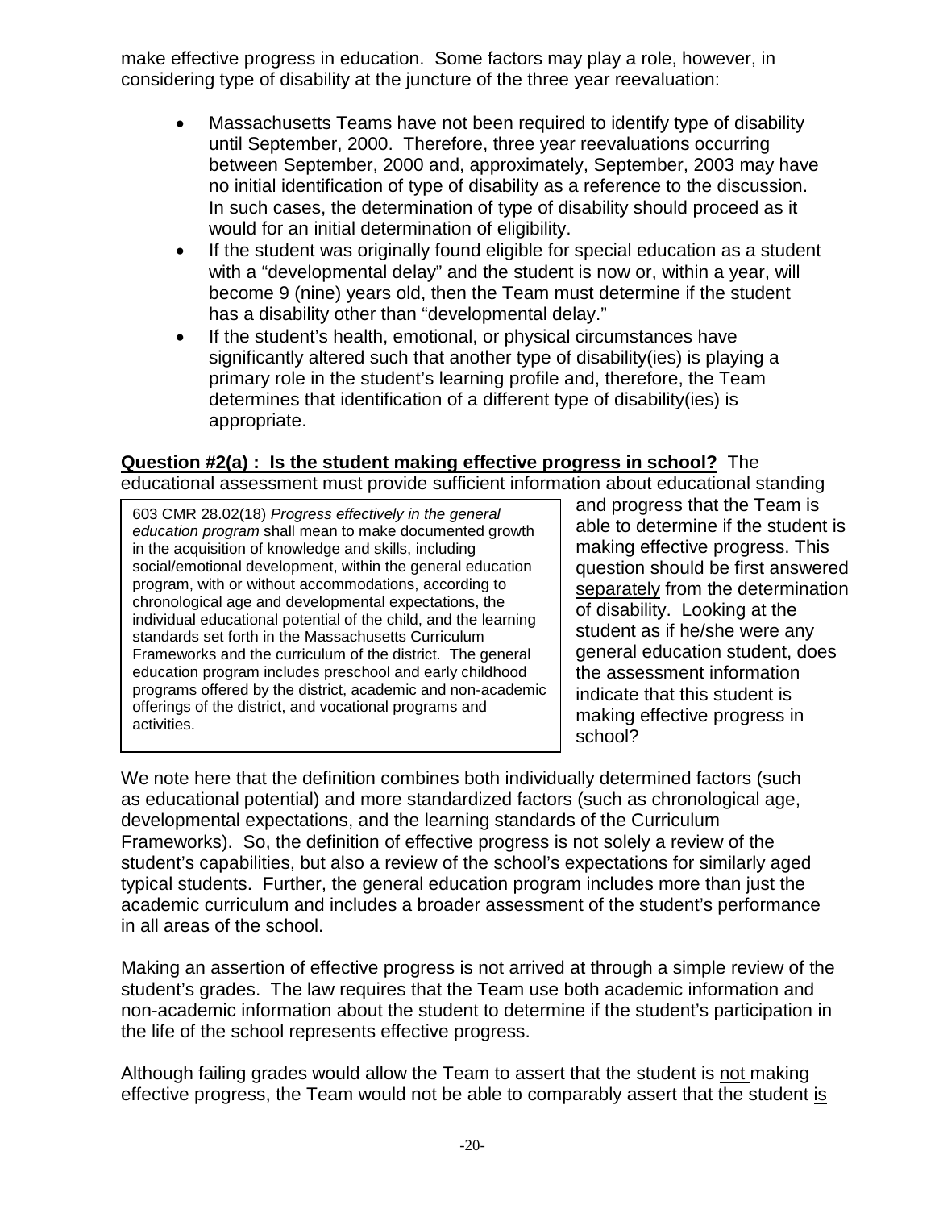make effective progress in education. Some factors may play a role, however, in considering type of disability at the juncture of the three year reevaluation:

- Massachusetts Teams have not been required to identify type of disability until September, 2000. Therefore, three year reevaluations occurring between September, 2000 and, approximately, September, 2003 may have no initial identification of type of disability as a reference to the discussion. In such cases, the determination of type of disability should proceed as it would for an initial determination of eligibility.
- If the student was originally found eligible for special education as a student with a "developmental delay" and the student is now or, within a year, will become 9 (nine) years old, then the Team must determine if the student has a disability other than "developmental delay."
- If the student's health, emotional, or physical circumstances have significantly altered such that another type of disability(ies) is playing a primary role in the student's learning profile and, therefore, the Team determines that identification of a different type of disability(ies) is appropriate.

**Question #2(a) : Is the student making effective progress in school?** The educational assessment must provide sufficient information about educational standing and progress that the Team is able to determine if the student is making effective progress. This question should be first answered separately from the determination of disability. Looking at the student as if he/she were any general education student, does the assessment information indicate that this student is making effective progress in school?

> 603 CMR 28.02(18) *Progress effectively in the general education program* shall mean to make documented growth in the acquisition of knowledge and skills, including social/emotional development, within the general education program, with or without accommodations, according to chronological age and developmental expectations, the individual educational potential of the child, and the learning standards set forth in the Massachusetts Curriculum Frameworks and the curriculum of the district. The general education program includes preschool and early childhood programs offered by the district, academic and non-academic offerings of the district, and vocational programs and activities.

We note here that the definition combines both individually determined factors (such as educational potential) and more standardized factors (such as chronological age, developmental expectations, and the learning standards of the Curriculum Frameworks). So, the definition of effective progress is not solely a review of the student's capabilities, but also a review of the school's expectations for similarly aged typical students. Further, the general education program includes more than just the academic curriculum and includes a broader assessment of the student's performance in all areas of the school.

Making an assertion of effective progress is not arrived at through a simple review of the student's grades. The law requires that the Team use both academic information and non-academic information about the student to determine if the student's participation in the life of the school represents effective progress.

Although failing grades would allow the Team to assert that the student is not making effective progress, the Team would not be able to comparably assert that the student is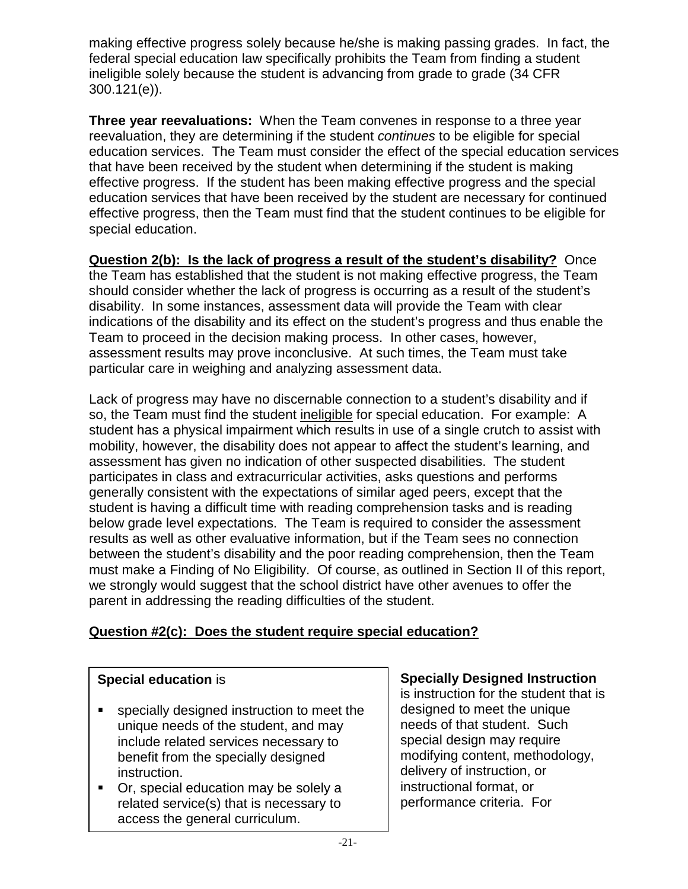making effective progress solely because he/she is making passing grades. In fact, the federal special education law specifically prohibits the Team from finding a student ineligible solely because the student is advancing from grade to grade (34 CFR 300.121(e)).

**Three year reevaluations:** When the Team convenes in response to a three year reevaluation, they are determining if the student *continues* to be eligible for special education services. The Team must consider the effect of the special education services that have been received by the student when determining if the student is making effective progress. If the student has been making effective progress and the special education services that have been received by the student are necessary for continued effective progress, then the Team must find that the student continues to be eligible for special education.

**Question 2(b): Is the lack of progress a result of the student's disability?** Once the Team has established that the student is not making effective progress, the Team should consider whether the lack of progress is occurring as a result of the student's disability. In some instances, assessment data will provide the Team with clear indications of the disability and its effect on the student's progress and thus enable the Team to proceed in the decision making process. In other cases, however, assessment results may prove inconclusive. At such times, the Team must take particular care in weighing and analyzing assessment data.

Lack of progress may have no discernable connection to a student's disability and if so, the Team must find the student ineligible for special education. For example: A student has a physical impairment which results in use of a single crutch to assist with mobility, however, the disability does not appear to affect the student's learning, and assessment has given no indication of other suspected disabilities. The student participates in class and extracurricular activities, asks questions and performs generally consistent with the expectations of similar aged peers, except that the student is having a difficult time with reading comprehension tasks and is reading below grade level expectations. The Team is required to consider the assessment results as well as other evaluative information, but if the Team sees no connection between the student's disability and the poor reading comprehension, then the Team must make a Finding of No Eligibility. Of course, as outlined in Section II of this report, we strongly would suggest that the school district have other avenues to offer the parent in addressing the reading difficulties of the student.

**Question #2(c): Does the student require special education?**

**Special education** is

- specially designed instruction to meet the unique needs of the student, and may include related services necessary to benefit from the specially designed instruction.
- Or, special education may be solely a related service(s) that is necessary to access the general curriculum.

**Specially Designed Instruction** is instruction for the student that is designed to meet the unique needs of that student. Such special design may require modifying content, methodology, delivery of instruction, or instructional format, or performance criteria. For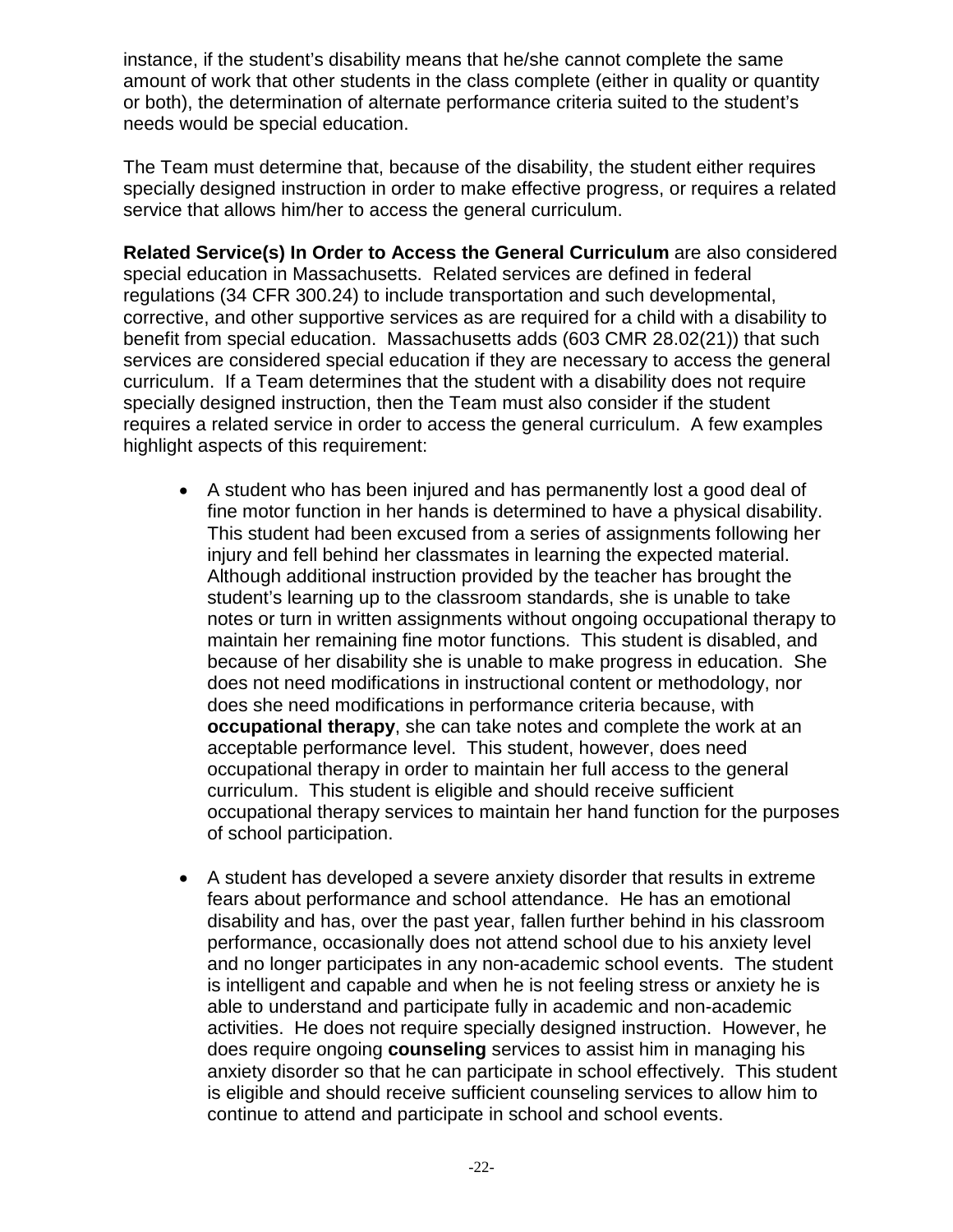instance, if the student's disability means that he/she cannot complete the same amount of work that other students in the class complete (either in quality or quantity or both), the determination of alternate performance criteria suited to the student's needs would be special education.

The Team must determine that, because of the disability, the student either requires specially designed instruction in order to make effective progress, or requires a related service that allows him/her to access the general curriculum.

**Related Service(s) In Order to Access the General Curriculum** are also considered special education in Massachusetts. Related services are defined in federal regulations (34 CFR 300.24) to include transportation and such developmental, corrective, and other supportive services as are required for a child with a disability to benefit from special education. Massachusetts adds (603 CMR 28.02(21)) that such services are considered special education if they are necessary to access the general curriculum. If a Team determines that the student with a disability does not require specially designed instruction, then the Team must also consider if the student requires a related service in order to access the general curriculum. A few examples highlight aspects of this requirement:

- A student who has been injured and has permanently lost a good deal of fine motor function in her hands is determined to have a physical disability. This student had been excused from a series of assignments following her injury and fell behind her classmates in learning the expected material. Although additional instruction provided by the teacher has brought the student's learning up to the classroom standards, she is unable to take notes or turn in written assignments without ongoing occupational therapy to maintain her remaining fine motor functions. This student is disabled, and because of her disability she is unable to make progress in education. She does not need modifications in instructional content or methodology, nor does she need modifications in performance criteria because, with **occupational therapy**, she can take notes and complete the work at an acceptable performance level. This student, however, does need occupational therapy in order to maintain her full access to the general curriculum. This student is eligible and should receive sufficient occupational therapy services to maintain her hand function for the purposes of school participation.

- A student has developed a severe anxiety disorder that results in extreme fears about performance and school attendance. He has an emotional disability and has, over the past year, fallen further behind in his classroom performance, occasionally does not attend school due to his anxiety level and no longer participates in any non-academic school events. The student is intelligent and capable and when he is not feeling stress or anxiety he is able to understand and participate fully in academic and non-academic activities. He does not require specially designed instruction. However, he does require ongoing **counseling** services to assist him in managing his anxiety disorder so that he can participate in school effectively. This student is eligible and should receive sufficient counseling services to allow him to continue to attend and participate in school and school events.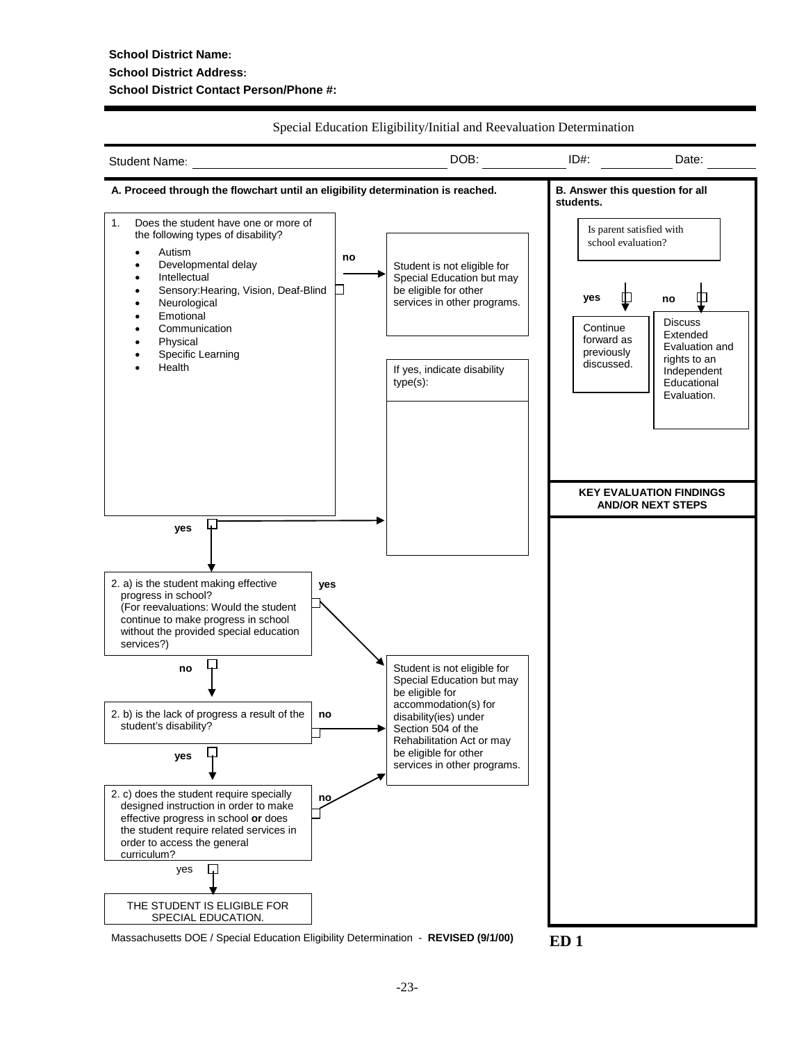**School District Name:**

**School District Address:**

**School District Contact Person/Phone #:**

Special Education Eligibility/Initial and Reevaluation Determination

Student Name: ______________________ DOB: __________ ID#: __________ Date: __________

**A. Proceed through the flowchart until an eligibility determination is reached.**

1. Does the student have one or more of the following types of disability?
   - Autism
   - Developmental delay
   - Intellectual
   - Sensory:Hearing, Vision, Deaf-Blind
   - Neurological
   - Emotional
   - Communication
   - Physical
   - Specific Learning
   - Health

**no** ☐ → Student is not eligible for Special Education but may be eligible for other services in other programs.

**yes** ☐ → If yes, indicate disability type(s):

2. a) is the student making effective progress in school? (For reevaluations: Would the student continue to make progress in school without the provided special education services?)

**yes** ☐ → Student is not eligible for Special Education but may be eligible for accommodation(s) for disability(ies) under Section 504 of the Rehabilitation Act or may be eligible for other services in other programs.

**no** ☐ ↓

2. b) is the lack of progress a result of the student's disability?

**no** ☐ → Student is not eligible for Special Education but may be eligible for accommodation(s) for disability(ies) under Section 504 of the Rehabilitation Act or may be eligible for other services in other programs.

**yes** ☐ ↓

2. c) does the student require specially designed instruction in order to make effective progress in school **or** does the student require related services in order to access the general curriculum?

**no** ☐ → Student is not eligible for Special Education but may be eligible for accommodation(s) for disability(ies) under Section 504 of the Rehabilitation Act or may be eligible for other services in other programs.

yes ☐ ↓

THE STUDENT IS ELIGIBLE FOR SPECIAL EDUCATION.

**B. Answer this question for all students.**

Is parent satisfied with school evaluation?

**yes** ☐ → Continue forward as previously discussed.

**no** ☐ → Discuss Extended Evaluation and rights to an Independent Educational Evaluation.

**KEY EVALUATION FINDINGS AND/OR NEXT STEPS**

Massachusetts DOE / Special Education Eligibility Determination - **REVISED (9/1/00)**

**ED 1**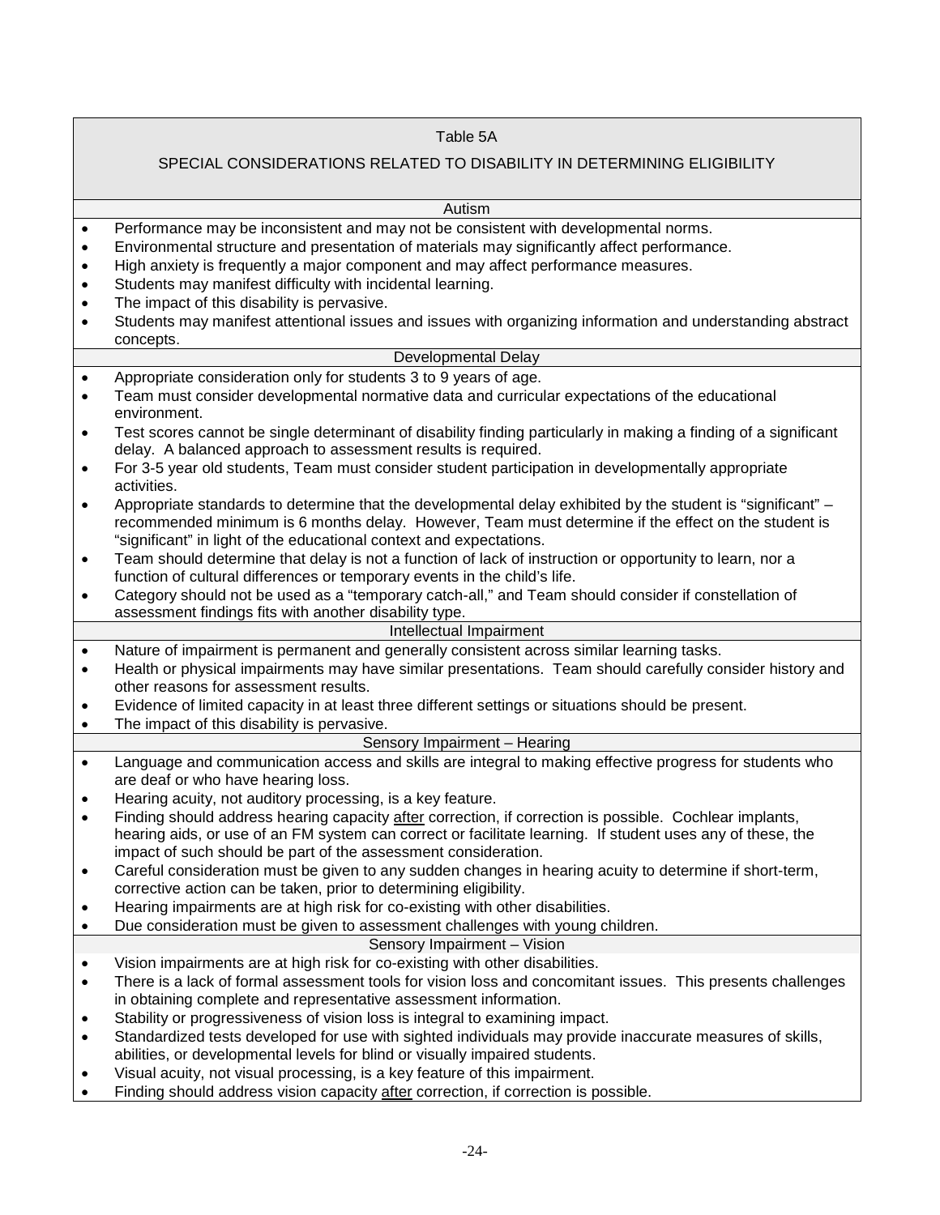## Table 5A

## SPECIAL CONSIDERATIONS RELATED TO DISABILITY IN DETERMINING ELIGIBILITY

### Autism

- Performance may be inconsistent and may not be consistent with developmental norms.
- Environmental structure and presentation of materials may significantly affect performance.
- High anxiety is frequently a major component and may affect performance measures.
- Students may manifest difficulty with incidental learning.
- The impact of this disability is pervasive.
- Students may manifest attentional issues and issues with organizing information and understanding abstract concepts.

### Developmental Delay

- Appropriate consideration only for students 3 to 9 years of age.
- Team must consider developmental normative data and curricular expectations of the educational environment.
- Test scores cannot be single determinant of disability finding particularly in making a finding of a significant delay. A balanced approach to assessment results is required.
- For 3-5 year old students, Team must consider student participation in developmentally appropriate activities.
- Appropriate standards to determine that the developmental delay exhibited by the student is "significant" – recommended minimum is 6 months delay. However, Team must determine if the effect on the student is "significant" in light of the educational context and expectations.
- Team should determine that delay is not a function of lack of instruction or opportunity to learn, nor a function of cultural differences or temporary events in the child's life.
- Category should not be used as a "temporary catch-all," and Team should consider if constellation of assessment findings fits with another disability type.

### Intellectual Impairment

- Nature of impairment is permanent and generally consistent across similar learning tasks.
- Health or physical impairments may have similar presentations. Team should carefully consider history and other reasons for assessment results.
- Evidence of limited capacity in at least three different settings or situations should be present.
- The impact of this disability is pervasive.

### Sensory Impairment – Hearing

- Language and communication access and skills are integral to making effective progress for students who are deaf or who have hearing loss.
- Hearing acuity, not auditory processing, is a key feature.
- Finding should address hearing capacity <u>after</u> correction, if correction is possible. Cochlear implants, hearing aids, or use of an FM system can correct or facilitate learning. If student uses any of these, the impact of such should be part of the assessment consideration.
- Careful consideration must be given to any sudden changes in hearing acuity to determine if short-term, corrective action can be taken, prior to determining eligibility.
- Hearing impairments are at high risk for co-existing with other disabilities.
- Due consideration must be given to assessment challenges with young children.

### Sensory Impairment – Vision

- Vision impairments are at high risk for co-existing with other disabilities.
- There is a lack of formal assessment tools for vision loss and concomitant issues. This presents challenges in obtaining complete and representative assessment information.
- Stability or progressiveness of vision loss is integral to examining impact.
- Standardized tests developed for use with sighted individuals may provide inaccurate measures of skills, abilities, or developmental levels for blind or visually impaired students.
- Visual acuity, not visual processing, is a key feature of this impairment.
- Finding should address vision capacity <u>after</u> correction, if correction is possible.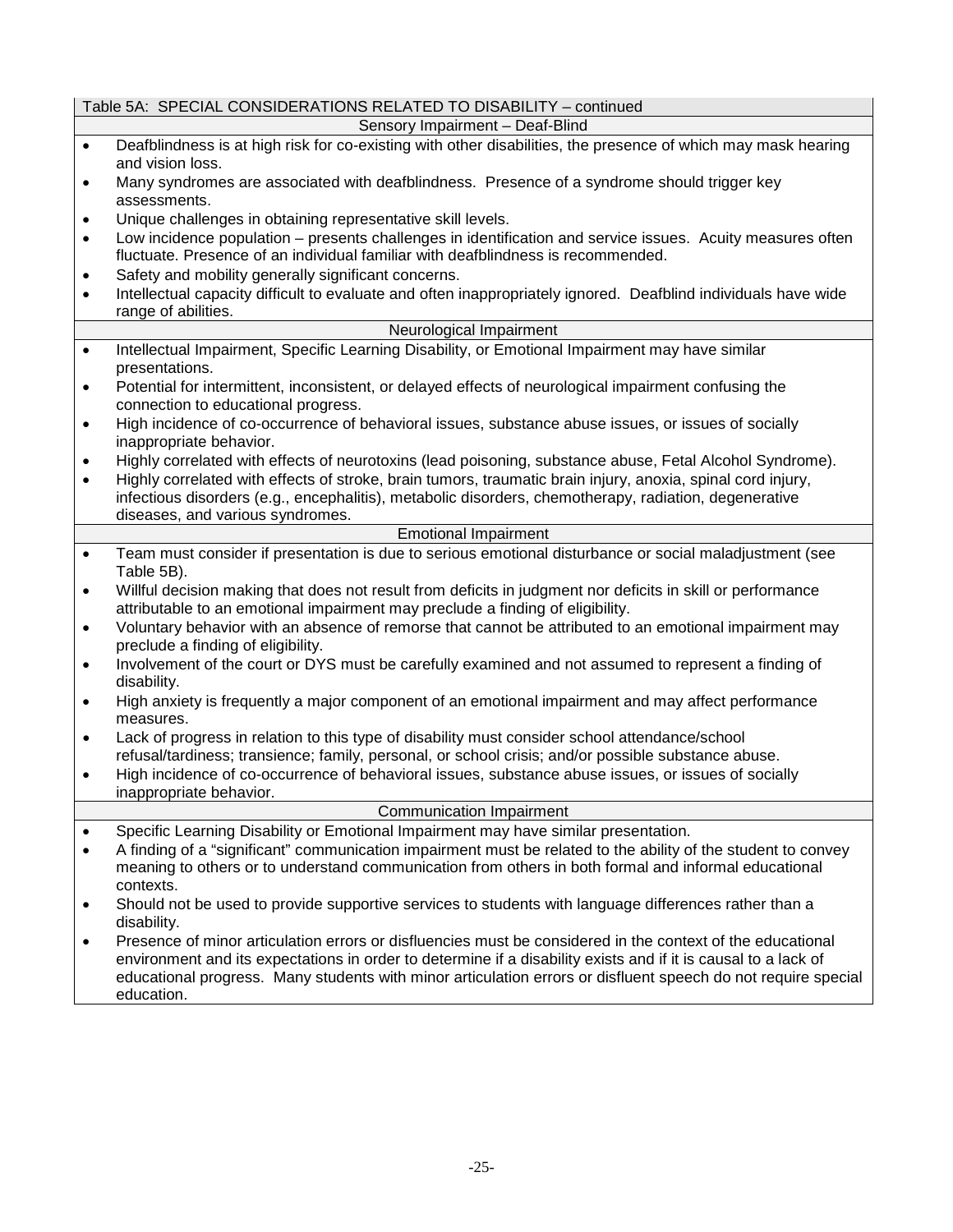Table 5A: SPECIAL CONSIDERATIONS RELATED TO DISABILITY – continued

**Sensory Impairment – Deaf-Blind**

- Deafblindness is at high risk for co-existing with other disabilities, the presence of which may mask hearing and vision loss.
- Many syndromes are associated with deafblindness. Presence of a syndrome should trigger key assessments.
- Unique challenges in obtaining representative skill levels.
- Low incidence population – presents challenges in identification and service issues. Acuity measures often fluctuate. Presence of an individual familiar with deafblindness is recommended.
- Safety and mobility generally significant concerns.
- Intellectual capacity difficult to evaluate and often inappropriately ignored. Deafblind individuals have wide range of abilities.

**Neurological Impairment**

- Intellectual Impairment, Specific Learning Disability, or Emotional Impairment may have similar presentations.
- Potential for intermittent, inconsistent, or delayed effects of neurological impairment confusing the connection to educational progress.
- High incidence of co-occurrence of behavioral issues, substance abuse issues, or issues of socially inappropriate behavior.
- Highly correlated with effects of neurotoxins (lead poisoning, substance abuse, Fetal Alcohol Syndrome).
- Highly correlated with effects of stroke, brain tumors, traumatic brain injury, anoxia, spinal cord injury, infectious disorders (e.g., encephalitis), metabolic disorders, chemotherapy, radiation, degenerative diseases, and various syndromes.

**Emotional Impairment**

- Team must consider if presentation is due to serious emotional disturbance or social maladjustment (see Table 5B).
- Willful decision making that does not result from deficits in judgment nor deficits in skill or performance attributable to an emotional impairment may preclude a finding of eligibility.
- Voluntary behavior with an absence of remorse that cannot be attributed to an emotional impairment may preclude a finding of eligibility.
- Involvement of the court or DYS must be carefully examined and not assumed to represent a finding of disability.
- High anxiety is frequently a major component of an emotional impairment and may affect performance measures.
- Lack of progress in relation to this type of disability must consider school attendance/school refusal/tardiness; transience; family, personal, or school crisis; and/or possible substance abuse.
- High incidence of co-occurrence of behavioral issues, substance abuse issues, or issues of socially inappropriate behavior.

**Communication Impairment**

- Specific Learning Disability or Emotional Impairment may have similar presentation.
- A finding of a "significant" communication impairment must be related to the ability of the student to convey meaning to others or to understand communication from others in both formal and informal educational contexts.
- Should not be used to provide supportive services to students with language differences rather than a disability.
- Presence of minor articulation errors or disfluencies must be considered in the context of the educational environment and its expectations in order to determine if a disability exists and if it is causal to a lack of educational progress. Many students with minor articulation errors or disfluent speech do not require special education.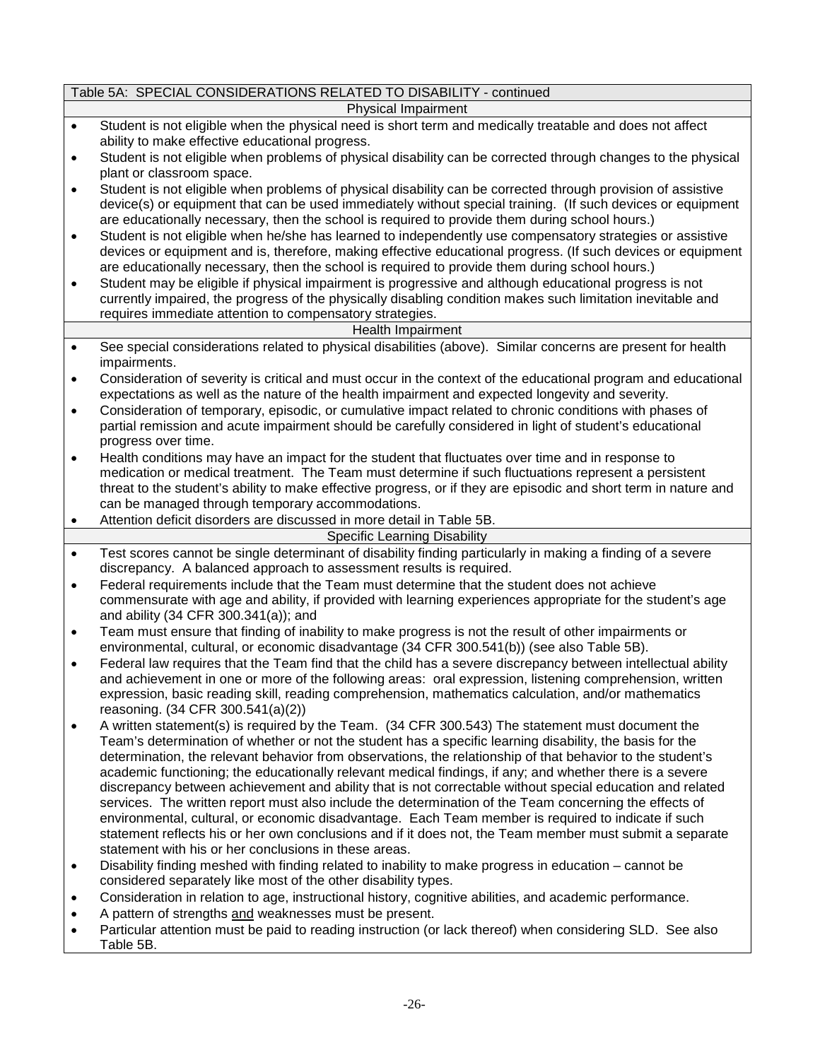Table 5A: SPECIAL CONSIDERATIONS RELATED TO DISABILITY - continued

### Physical Impairment

- Student is not eligible when the physical need is short term and medically treatable and does not affect ability to make effective educational progress.
- Student is not eligible when problems of physical disability can be corrected through changes to the physical plant or classroom space.
- Student is not eligible when problems of physical disability can be corrected through provision of assistive device(s) or equipment that can be used immediately without special training. (If such devices or equipment are educationally necessary, then the school is required to provide them during school hours.)
- Student is not eligible when he/she has learned to independently use compensatory strategies or assistive devices or equipment and is, therefore, making effective educational progress. (If such devices or equipment are educationally necessary, then the school is required to provide them during school hours.)
- Student may be eligible if physical impairment is progressive and although educational progress is not currently impaired, the progress of the physically disabling condition makes such limitation inevitable and requires immediate attention to compensatory strategies.

### Health Impairment

- See special considerations related to physical disabilities (above). Similar concerns are present for health impairments.
- Consideration of severity is critical and must occur in the context of the educational program and educational expectations as well as the nature of the health impairment and expected longevity and severity.
- Consideration of temporary, episodic, or cumulative impact related to chronic conditions with phases of partial remission and acute impairment should be carefully considered in light of student's educational progress over time.
- Health conditions may have an impact for the student that fluctuates over time and in response to medication or medical treatment. The Team must determine if such fluctuations represent a persistent threat to the student's ability to make effective progress, or if they are episodic and short term in nature and can be managed through temporary accommodations.
- Attention deficit disorders are discussed in more detail in Table 5B.

### Specific Learning Disability

- Test scores cannot be single determinant of disability finding particularly in making a finding of a severe discrepancy. A balanced approach to assessment results is required.
- Federal requirements include that the Team must determine that the student does not achieve commensurate with age and ability, if provided with learning experiences appropriate for the student's age and ability (34 CFR 300.341(a)); and
- Team must ensure that finding of inability to make progress is not the result of other impairments or environmental, cultural, or economic disadvantage (34 CFR 300.541(b)) (see also Table 5B).
- Federal law requires that the Team find that the child has a severe discrepancy between intellectual ability and achievement in one or more of the following areas: oral expression, listening comprehension, written expression, basic reading skill, reading comprehension, mathematics calculation, and/or mathematics reasoning. (34 CFR 300.541(a)(2))
- A written statement(s) is required by the Team. (34 CFR 300.543) The statement must document the Team's determination of whether or not the student has a specific learning disability, the basis for the determination, the relevant behavior from observations, the relationship of that behavior to the student's academic functioning; the educationally relevant medical findings, if any; and whether there is a severe discrepancy between achievement and ability that is not correctable without special education and related services. The written report must also include the determination of the Team concerning the effects of environmental, cultural, or economic disadvantage. Each Team member is required to indicate if such statement reflects his or her own conclusions and if it does not, the Team member must submit a separate statement with his or her conclusions in these areas.
- Disability finding meshed with finding related to inability to make progress in education – cannot be considered separately like most of the other disability types.
- Consideration in relation to age, instructional history, cognitive abilities, and academic performance.
- A pattern of strengths <u>and</u> weaknesses must be present.
- Particular attention must be paid to reading instruction (or lack thereof) when considering SLD. See also Table 5B.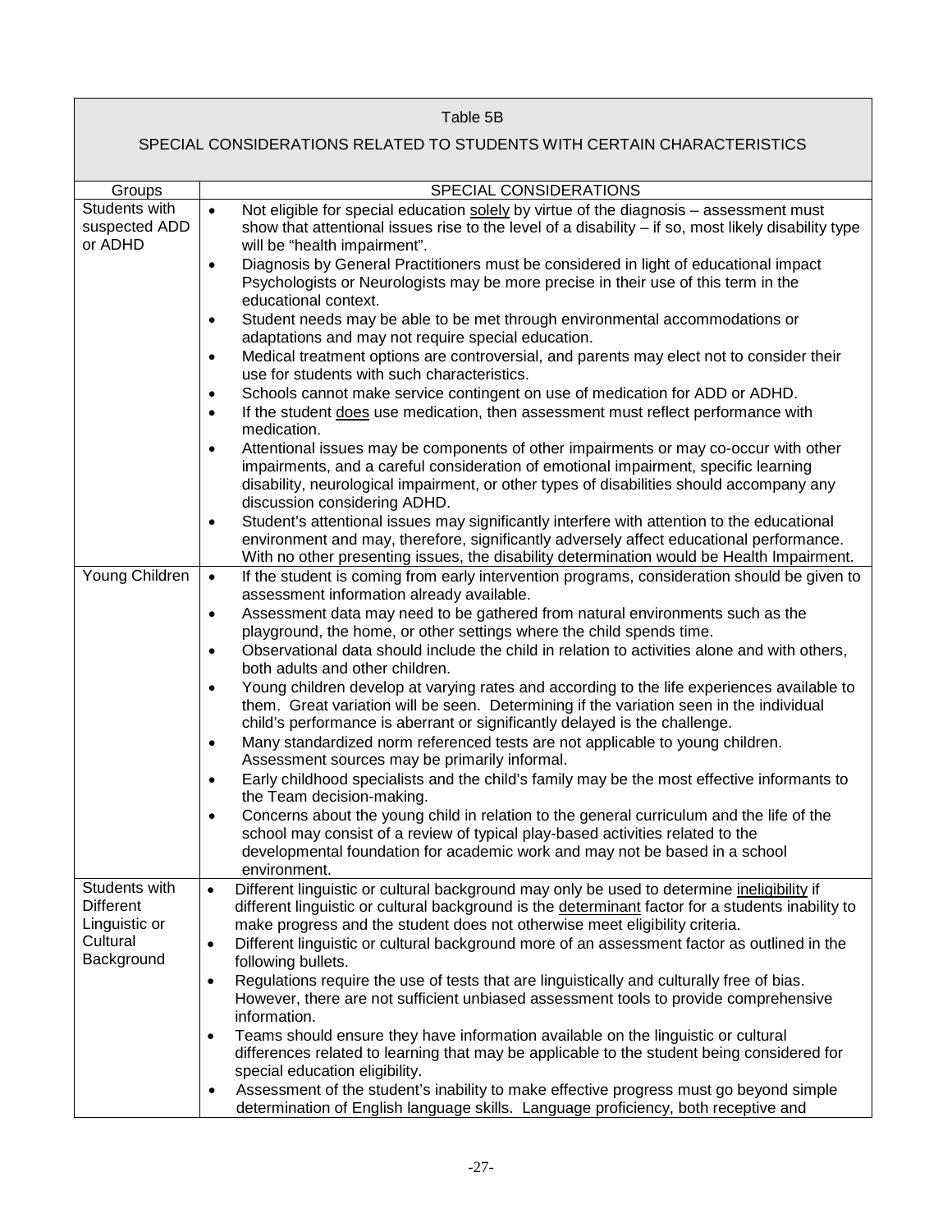| Table 5B<br><br>SPECIAL CONSIDERATIONS RELATED TO STUDENTS WITH CERTAIN CHARACTERISTICS | |
|---|---|
| Groups | SPECIAL CONSIDERATIONS |
| Students with suspected ADD or ADHD | • Not eligible for special education solely by virtue of the diagnosis – assessment must show that attentional issues rise to the level of a disability – if so, most likely disability type will be "health impairment".<br>• Diagnosis by General Practitioners must be considered in light of educational impact Psychologists or Neurologists may be more precise in their use of this term in the educational context.<br>• Student needs may be able to be met through environmental accommodations or adaptations and may not require special education.<br>• Medical treatment options are controversial, and parents may elect not to consider their use for students with such characteristics.<br>• Schools cannot make service contingent on use of medication for ADD or ADHD.<br>• If the student does use medication, then assessment must reflect performance with medication.<br>• Attentional issues may be components of other impairments or may co-occur with other impairments, and a careful consideration of emotional impairment, specific learning disability, neurological impairment, or other types of disabilities should accompany any discussion considering ADHD.<br>• Student's attentional issues may significantly interfere with attention to the educational environment and may, therefore, significantly adversely affect educational performance. With no other presenting issues, the disability determination would be Health Impairment. |
| Young Children | • If the student is coming from early intervention programs, consideration should be given to assessment information already available.<br>• Assessment data may need to be gathered from natural environments such as the playground, the home, or other settings where the child spends time.<br>• Observational data should include the child in relation to activities alone and with others, both adults and other children.<br>• Young children develop at varying rates and according to the life experiences available to them. Great variation will be seen. Determining if the variation seen in the individual child's performance is aberrant or significantly delayed is the challenge.<br>• Many standardized norm referenced tests are not applicable to young children. Assessment sources may be primarily informal.<br>• Early childhood specialists and the child's family may be the most effective informants to the Team decision-making.<br>• Concerns about the young child in relation to the general curriculum and the life of the school may consist of a review of typical play-based activities related to the developmental foundation for academic work and may not be based in a school environment. |
| Students with Different Linguistic or Cultural Background | • Different linguistic or cultural background may only be used to determine ineligibility if different linguistic or cultural background is the determinant factor for a students inability to make progress and the student does not otherwise meet eligibility criteria.<br>• Different linguistic or cultural background more of an assessment factor as outlined in the following bullets.<br>• Regulations require the use of tests that are linguistically and culturally free of bias. However, there are not sufficient unbiased assessment tools to provide comprehensive information.<br>• Teams should ensure they have information available on the linguistic or cultural differences related to learning that may be applicable to the student being considered for special education eligibility.<br>• Assessment of the student's inability to make effective progress must go beyond simple determination of English language skills. Language proficiency, both receptive and |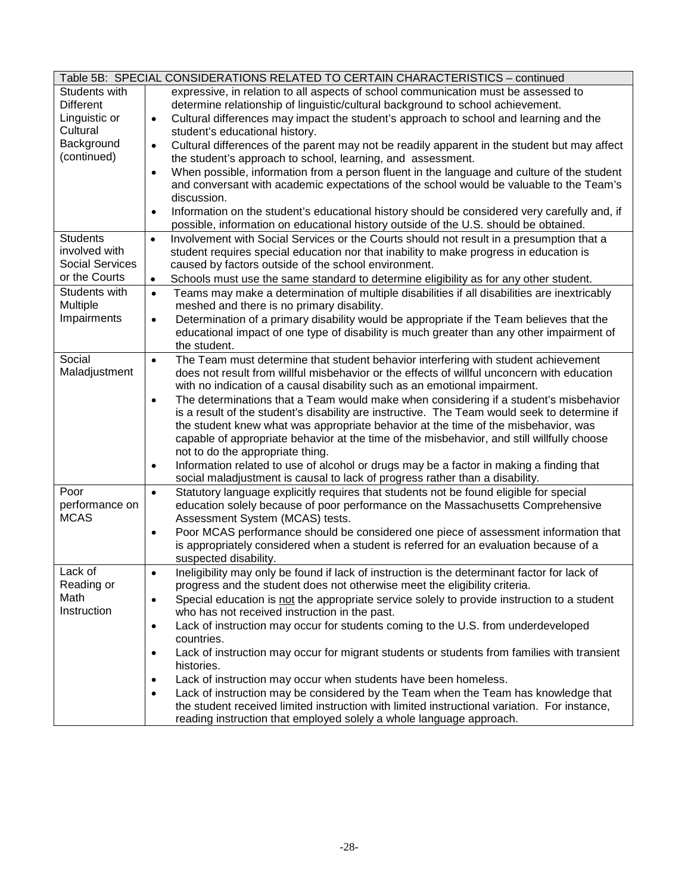| Table 5B: SPECIAL CONSIDERATIONS RELATED TO CERTAIN CHARACTERISTICS – continued | |
|---|---|
| Students with Different Linguistic or Cultural Background (continued) | expressive, in relation to all aspects of school communication must be assessed to determine relationship of linguistic/cultural background to school achievement.<br>• Cultural differences may impact the student's approach to school and learning and the student's educational history.<br>• Cultural differences of the parent may not be readily apparent in the student but may affect the student's approach to school, learning, and assessment.<br>• When possible, information from a person fluent in the language and culture of the student and conversant with academic expectations of the school would be valuable to the Team's discussion.<br>• Information on the student's educational history should be considered very carefully and, if possible, information on educational history outside of the U.S. should be obtained. |
| Students involved with Social Services or the Courts | • Involvement with Social Services or the Courts should not result in a presumption that a student requires special education nor that inability to make progress in education is caused by factors outside of the school environment.<br>• Schools must use the same standard to determine eligibility as for any other student. |
| Students with Multiple Impairments | • Teams may make a determination of multiple disabilities if all disabilities are inextricably meshed and there is no primary disability.<br>• Determination of a primary disability would be appropriate if the Team believes that the educational impact of one type of disability is much greater than any other impairment of the student. |
| Social Maladjustment | • The Team must determine that student behavior interfering with student achievement does not result from willful misbehavior or the effects of willful unconcern with education with no indication of a causal disability such as an emotional impairment.<br>• The determinations that a Team would make when considering if a student's misbehavior is a result of the student's disability are instructive. The Team would seek to determine if the student knew what was appropriate behavior at the time of the misbehavior, was capable of appropriate behavior at the time of the misbehavior, and still willfully choose not to do the appropriate thing.<br>• Information related to use of alcohol or drugs may be a factor in making a finding that social maladjustment is causal to lack of progress rather than a disability. |
| Poor performance on MCAS | • Statutory language explicitly requires that students not be found eligible for special education solely because of poor performance on the Massachusetts Comprehensive Assessment System (MCAS) tests.<br>• Poor MCAS performance should be considered one piece of assessment information that is appropriately considered when a student is referred for an evaluation because of a suspected disability. |
| Lack of Reading or Math Instruction | • Ineligibility may only be found if lack of instruction is the determinant factor for lack of progress and the student does not otherwise meet the eligibility criteria.<br>• Special education is <u>not</u> the appropriate service solely to provide instruction to a student who has not received instruction in the past.<br>• Lack of instruction may occur for students coming to the U.S. from underdeveloped countries.<br>• Lack of instruction may occur for migrant students or students from families with transient histories.<br>• Lack of instruction may occur when students have been homeless.<br>• Lack of instruction may be considered by the Team when the Team has knowledge that the student received limited instruction with limited instructional variation. For instance, reading instruction that employed solely a whole language approach. |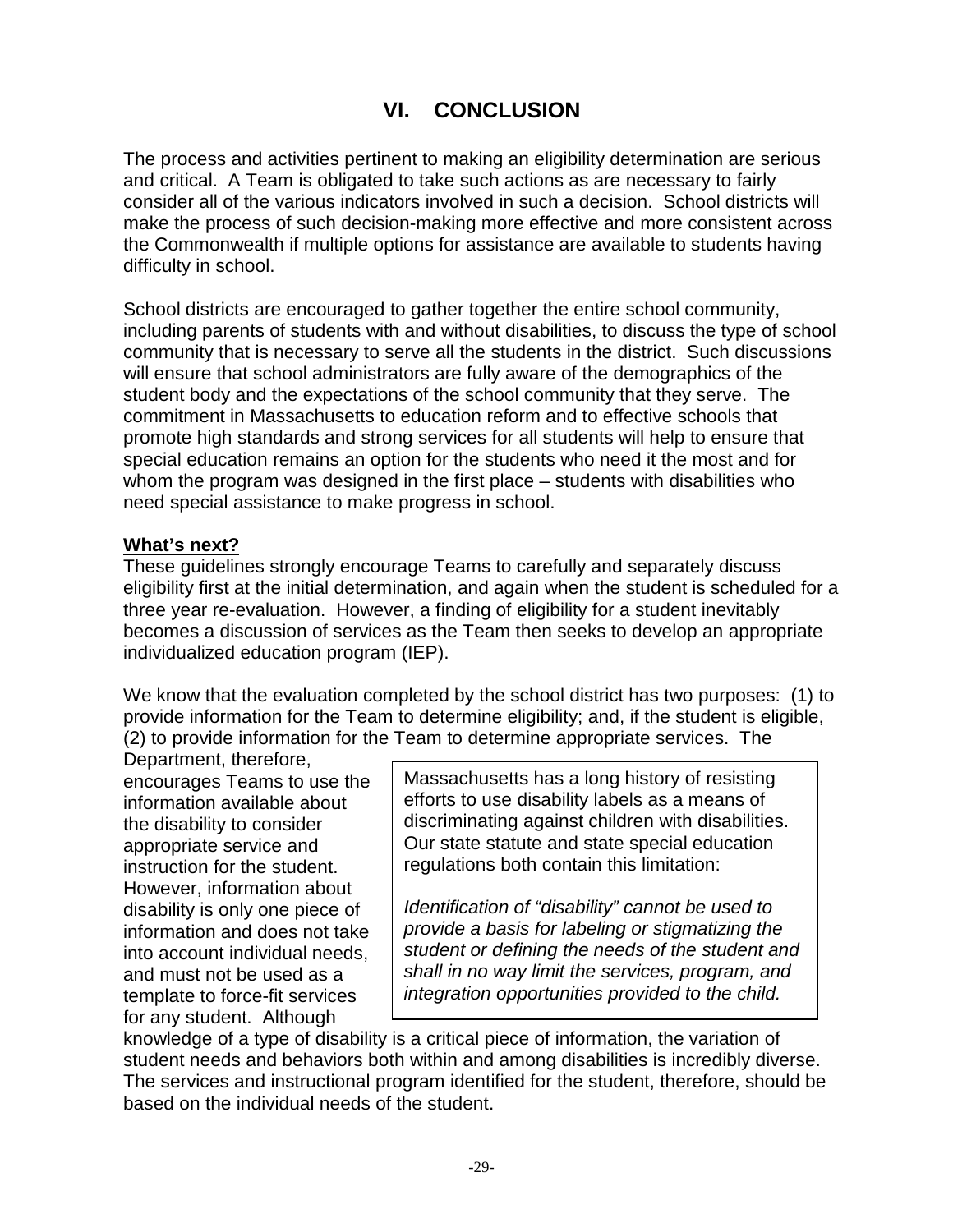# VI. CONCLUSION

The process and activities pertinent to making an eligibility determination are serious and critical. A Team is obligated to take such actions as are necessary to fairly consider all of the various indicators involved in such a decision. School districts will make the process of such decision-making more effective and more consistent across the Commonwealth if multiple options for assistance are available to students having difficulty in school.

School districts are encouraged to gather together the entire school community, including parents of students with and without disabilities, to discuss the type of school community that is necessary to serve all the students in the district. Such discussions will ensure that school administrators are fully aware of the demographics of the student body and the expectations of the school community that they serve. The commitment in Massachusetts to education reform and to effective schools that promote high standards and strong services for all students will help to ensure that special education remains an option for the students who need it the most and for whom the program was designed in the first place – students with disabilities who need special assistance to make progress in school.

**What's next?**

These guidelines strongly encourage Teams to carefully and separately discuss eligibility first at the initial determination, and again when the student is scheduled for a three year re-evaluation. However, a finding of eligibility for a student inevitably becomes a discussion of services as the Team then seeks to develop an appropriate individualized education program (IEP).

We know that the evaluation completed by the school district has two purposes: (1) to provide information for the Team to determine eligibility; and, if the student is eligible, (2) to provide information for the Team to determine appropriate services. The Department, therefore, encourages Teams to use the information available about the disability to consider appropriate service and instruction for the student. However, information about disability is only one piece of information and does not take into account individual needs, and must not be used as a template to force-fit services for any student. Although knowledge of a type of disability is a critical piece of information, the variation of student needs and behaviors both within and among disabilities is incredibly diverse. The services and instructional program identified for the student, therefore, should be based on the individual needs of the student.

> Massachusetts has a long history of resisting efforts to use disability labels as a means of discriminating against children with disabilities. Our state statute and state special education regulations both contain this limitation:
>
> *Identification of "disability" cannot be used to provide a basis for labeling or stigmatizing the student or defining the needs of the student and shall in no way limit the services, program, and integration opportunities provided to the child.*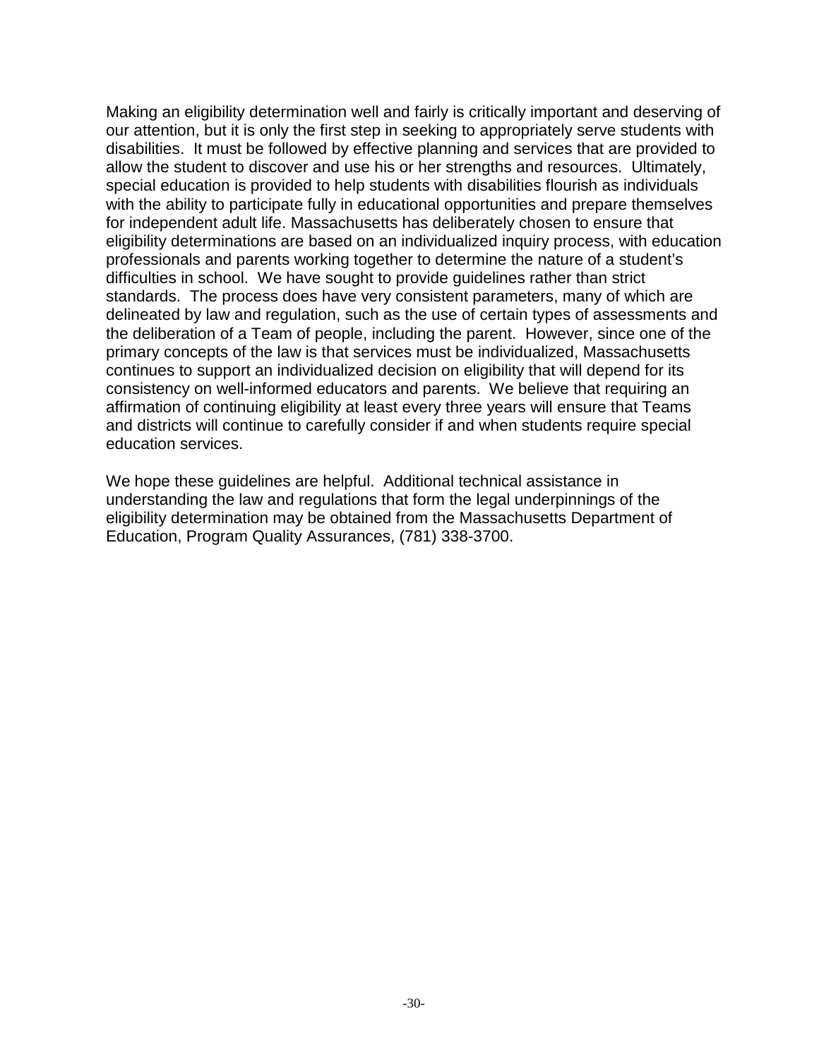Making an eligibility determination well and fairly is critically important and deserving of our attention, but it is only the first step in seeking to appropriately serve students with disabilities. It must be followed by effective planning and services that are provided to allow the student to discover and use his or her strengths and resources. Ultimately, special education is provided to help students with disabilities flourish as individuals with the ability to participate fully in educational opportunities and prepare themselves for independent adult life. Massachusetts has deliberately chosen to ensure that eligibility determinations are based on an individualized inquiry process, with education professionals and parents working together to determine the nature of a student's difficulties in school. We have sought to provide guidelines rather than strict standards. The process does have very consistent parameters, many of which are delineated by law and regulation, such as the use of certain types of assessments and the deliberation of a Team of people, including the parent. However, since one of the primary concepts of the law is that services must be individualized, Massachusetts continues to support an individualized decision on eligibility that will depend for its consistency on well-informed educators and parents. We believe that requiring an affirmation of continuing eligibility at least every three years will ensure that Teams and districts will continue to carefully consider if and when students require special education services.

We hope these guidelines are helpful. Additional technical assistance in understanding the law and regulations that form the legal underpinnings of the eligibility determination may be obtained from the Massachusetts Department of Education, Program Quality Assurances, (781) 338-3700.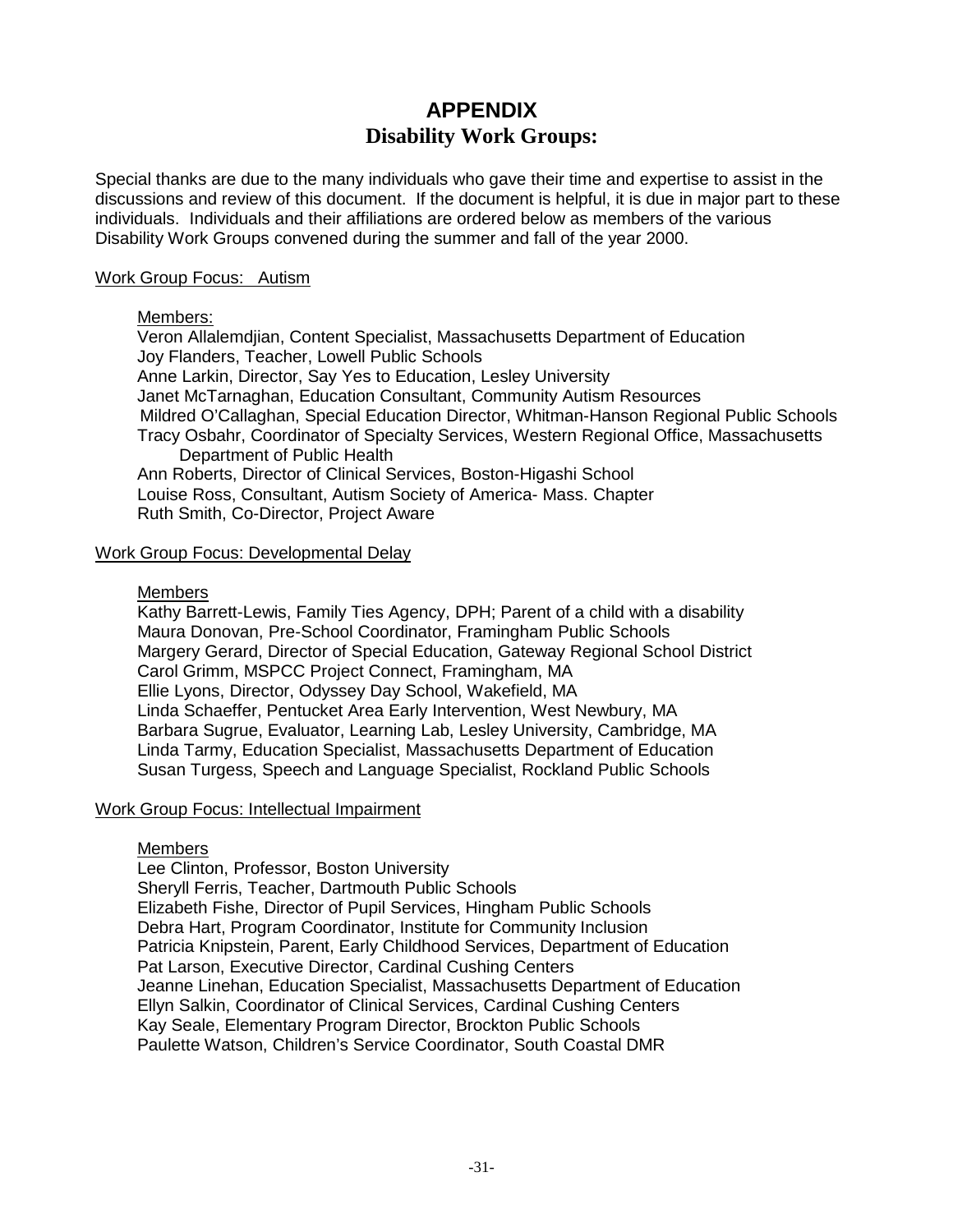# APPENDIX

## Disability Work Groups:

Special thanks are due to the many individuals who gave their time and expertise to assist in the discussions and review of this document. If the document is helpful, it is due in major part to these individuals. Individuals and their affiliations are ordered below as members of the various Disability Work Groups convened during the summer and fall of the year 2000.

### Work Group Focus: Autism

Members:

Veron Allalemdjian, Content Specialist, Massachusetts Department of Education
Joy Flanders, Teacher, Lowell Public Schools
Anne Larkin, Director, Say Yes to Education, Lesley University
Janet McTarnaghan, Education Consultant, Community Autism Resources
Mildred O'Callaghan, Special Education Director, Whitman-Hanson Regional Public Schools
Tracy Osbahr, Coordinator of Specialty Services, Western Regional Office, Massachusetts Department of Public Health
Ann Roberts, Director of Clinical Services, Boston-Higashi School
Louise Ross, Consultant, Autism Society of America- Mass. Chapter
Ruth Smith, Co-Director, Project Aware

### Work Group Focus: Developmental Delay

Members

Kathy Barrett-Lewis, Family Ties Agency, DPH; Parent of a child with a disability
Maura Donovan, Pre-School Coordinator, Framingham Public Schools
Margery Gerard, Director of Special Education, Gateway Regional School District
Carol Grimm, MSPCC Project Connect, Framingham, MA
Ellie Lyons, Director, Odyssey Day School, Wakefield, MA
Linda Schaeffer, Pentucket Area Early Intervention, West Newbury, MA
Barbara Sugrue, Evaluator, Learning Lab, Lesley University, Cambridge, MA
Linda Tarmy, Education Specialist, Massachusetts Department of Education
Susan Turgess, Speech and Language Specialist, Rockland Public Schools

### Work Group Focus: Intellectual Impairment

Members

Lee Clinton, Professor, Boston University
Sheryll Ferris, Teacher, Dartmouth Public Schools
Elizabeth Fishe, Director of Pupil Services, Hingham Public Schools
Debra Hart, Program Coordinator, Institute for Community Inclusion
Patricia Knipstein, Parent, Early Childhood Services, Department of Education
Pat Larson, Executive Director, Cardinal Cushing Centers
Jeanne Linehan, Education Specialist, Massachusetts Department of Education
Ellyn Salkin, Coordinator of Clinical Services, Cardinal Cushing Centers
Kay Seale, Elementary Program Director, Brockton Public Schools
Paulette Watson, Children's Service Coordinator, South Coastal DMR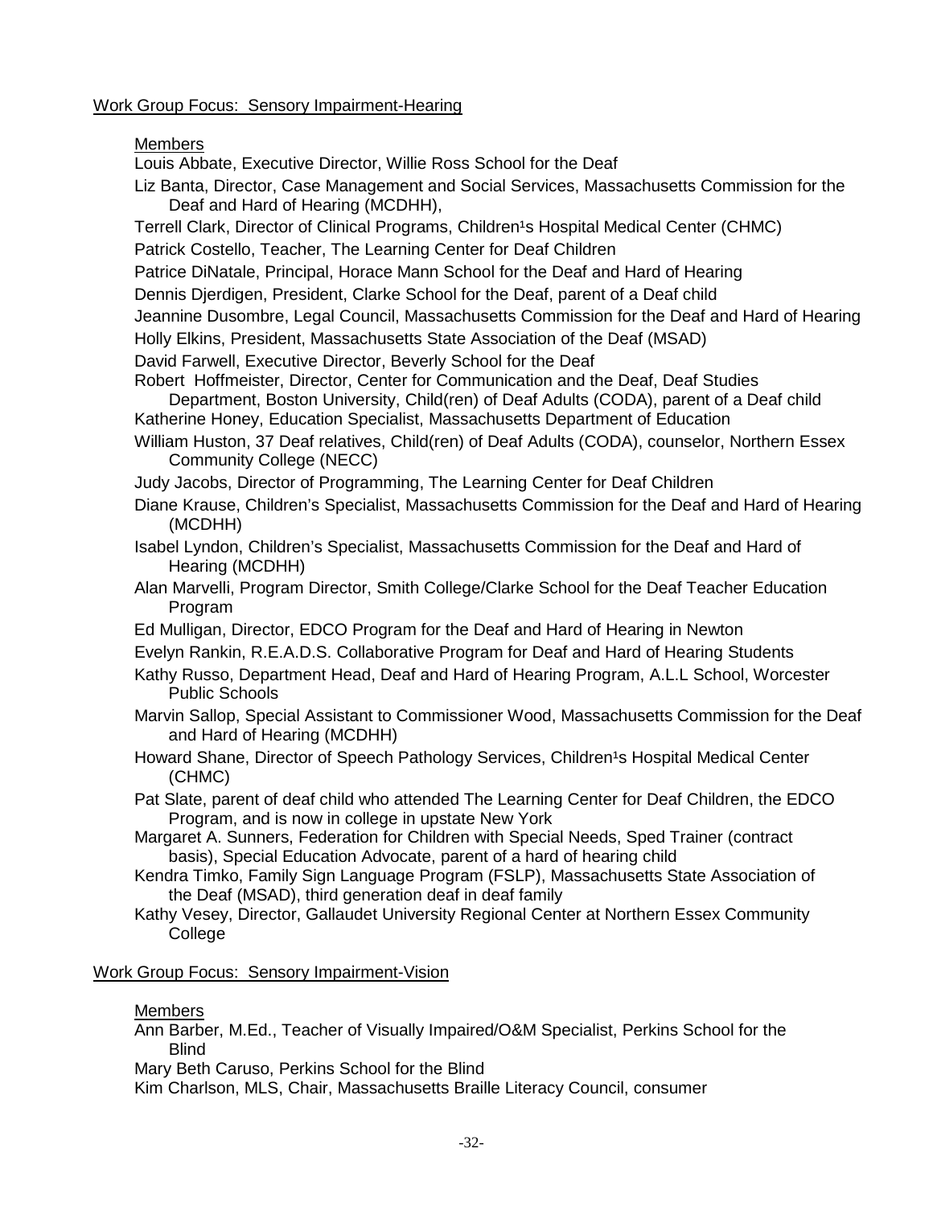Work Group Focus: Sensory Impairment-Hearing

Members

Louis Abbate, Executive Director, Willie Ross School for the Deaf

Liz Banta, Director, Case Management and Social Services, Massachusetts Commission for the Deaf and Hard of Hearing (MCDHH),

Terrell Clark, Director of Clinical Programs, Children¹s Hospital Medical Center (CHMC)

Patrick Costello, Teacher, The Learning Center for Deaf Children

Patrice DiNatale, Principal, Horace Mann School for the Deaf and Hard of Hearing

Dennis Djerdigen, President, Clarke School for the Deaf, parent of a Deaf child

Jeannine Dusombre, Legal Council, Massachusetts Commission for the Deaf and Hard of Hearing

Holly Elkins, President, Massachusetts State Association of the Deaf (MSAD)

David Farwell, Executive Director, Beverly School for the Deaf

Robert Hoffmeister, Director, Center for Communication and the Deaf, Deaf Studies Department, Boston University, Child(ren) of Deaf Adults (CODA), parent of a Deaf child

Katherine Honey, Education Specialist, Massachusetts Department of Education

William Huston, 37 Deaf relatives, Child(ren) of Deaf Adults (CODA), counselor, Northern Essex Community College (NECC)

Judy Jacobs, Director of Programming, The Learning Center for Deaf Children

Diane Krause, Children's Specialist, Massachusetts Commission for the Deaf and Hard of Hearing (MCDHH)

Isabel Lyndon, Children's Specialist, Massachusetts Commission for the Deaf and Hard of Hearing (MCDHH)

Alan Marvelli, Program Director, Smith College/Clarke School for the Deaf Teacher Education Program

Ed Mulligan, Director, EDCO Program for the Deaf and Hard of Hearing in Newton

Evelyn Rankin, R.E.A.D.S. Collaborative Program for Deaf and Hard of Hearing Students

Kathy Russo, Department Head, Deaf and Hard of Hearing Program, A.L.L School, Worcester Public Schools

Marvin Sallop, Special Assistant to Commissioner Wood, Massachusetts Commission for the Deaf and Hard of Hearing (MCDHH)

Howard Shane, Director of Speech Pathology Services, Children¹s Hospital Medical Center (CHMC)

Pat Slate, parent of deaf child who attended The Learning Center for Deaf Children, the EDCO Program, and is now in college in upstate New York

Margaret A. Sunners, Federation for Children with Special Needs, Sped Trainer (contract basis), Special Education Advocate, parent of a hard of hearing child

Kendra Timko, Family Sign Language Program (FSLP), Massachusetts State Association of the Deaf (MSAD), third generation deaf in deaf family

Kathy Vesey, Director, Gallaudet University Regional Center at Northern Essex Community College

Work Group Focus: Sensory Impairment-Vision

Members

Ann Barber, M.Ed., Teacher of Visually Impaired/O&M Specialist, Perkins School for the Blind

Mary Beth Caruso, Perkins School for the Blind

Kim Charlson, MLS, Chair, Massachusetts Braille Literacy Council, consumer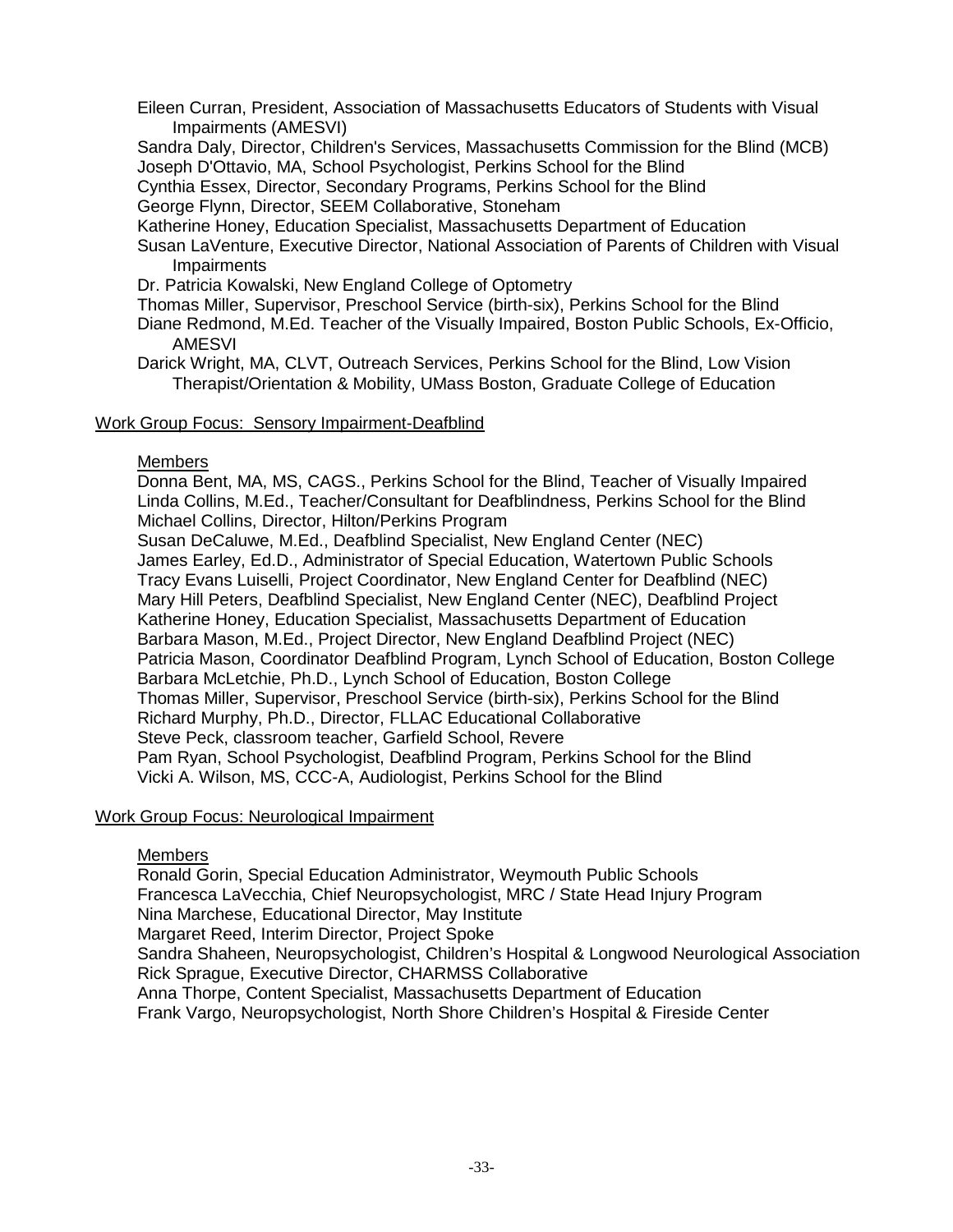Eileen Curran, President, Association of Massachusetts Educators of Students with Visual Impairments (AMESVI)
Sandra Daly, Director, Children's Services, Massachusetts Commission for the Blind (MCB)
Joseph D'Ottavio, MA, School Psychologist, Perkins School for the Blind
Cynthia Essex, Director, Secondary Programs, Perkins School for the Blind
George Flynn, Director, SEEM Collaborative, Stoneham
Katherine Honey, Education Specialist, Massachusetts Department of Education
Susan LaVenture, Executive Director, National Association of Parents of Children with Visual Impairments
Dr. Patricia Kowalski, New England College of Optometry
Thomas Miller, Supervisor, Preschool Service (birth-six), Perkins School for the Blind
Diane Redmond, M.Ed. Teacher of the Visually Impaired, Boston Public Schools, Ex-Officio, AMESVI
Darick Wright, MA, CLVT, Outreach Services, Perkins School for the Blind, Low Vision Therapist/Orientation & Mobility, UMass Boston, Graduate College of Education

Work Group Focus: Sensory Impairment-Deafblind

Members
Donna Bent, MA, MS, CAGS., Perkins School for the Blind, Teacher of Visually Impaired
Linda Collins, M.Ed., Teacher/Consultant for Deafblindness, Perkins School for the Blind
Michael Collins, Director, Hilton/Perkins Program
Susan DeCaluwe, M.Ed., Deafblind Specialist, New England Center (NEC)
James Earley, Ed.D., Administrator of Special Education, Watertown Public Schools
Tracy Evans Luiselli, Project Coordinator, New England Center for Deafblind (NEC)
Mary Hill Peters, Deafblind Specialist, New England Center (NEC), Deafblind Project
Katherine Honey, Education Specialist, Massachusetts Department of Education
Barbara Mason, M.Ed., Project Director, New England Deafblind Project (NEC)
Patricia Mason, Coordinator Deafblind Program, Lynch School of Education, Boston College
Barbara McLetchie, Ph.D., Lynch School of Education, Boston College
Thomas Miller, Supervisor, Preschool Service (birth-six), Perkins School for the Blind
Richard Murphy, Ph.D., Director, FLLAC Educational Collaborative
Steve Peck, classroom teacher, Garfield School, Revere
Pam Ryan, School Psychologist, Deafblind Program, Perkins School for the Blind
Vicki A. Wilson, MS, CCC-A, Audiologist, Perkins School for the Blind

Work Group Focus: Neurological Impairment

Members
Ronald Gorin, Special Education Administrator, Weymouth Public Schools
Francesca LaVecchia, Chief Neuropsychologist, MRC / State Head Injury Program
Nina Marchese, Educational Director, May Institute
Margaret Reed, Interim Director, Project Spoke
Sandra Shaheen, Neuropsychologist, Children's Hospital & Longwood Neurological Association
Rick Sprague, Executive Director, CHARMSS Collaborative
Anna Thorpe, Content Specialist, Massachusetts Department of Education
Frank Vargo, Neuropsychologist, North Shore Children's Hospital & Fireside Center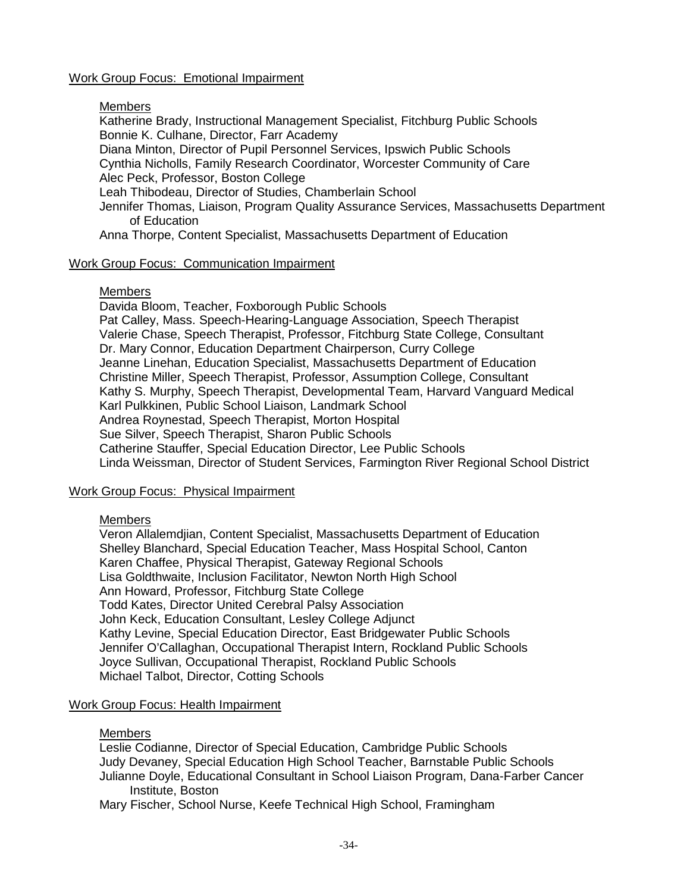Work Group Focus: Emotional Impairment

Members

Katherine Brady, Instructional Management Specialist, Fitchburg Public Schools
Bonnie K. Culhane, Director, Farr Academy
Diana Minton, Director of Pupil Personnel Services, Ipswich Public Schools
Cynthia Nicholls, Family Research Coordinator, Worcester Community of Care
Alec Peck, Professor, Boston College
Leah Thibodeau, Director of Studies, Chamberlain School
Jennifer Thomas, Liaison, Program Quality Assurance Services, Massachusetts Department of Education
Anna Thorpe, Content Specialist, Massachusetts Department of Education

Work Group Focus: Communication Impairment

Members

Davida Bloom, Teacher, Foxborough Public Schools
Pat Calley, Mass. Speech-Hearing-Language Association, Speech Therapist
Valerie Chase, Speech Therapist, Professor, Fitchburg State College, Consultant
Dr. Mary Connor, Education Department Chairperson, Curry College
Jeanne Linehan, Education Specialist, Massachusetts Department of Education
Christine Miller, Speech Therapist, Professor, Assumption College, Consultant
Kathy S. Murphy, Speech Therapist, Developmental Team, Harvard Vanguard Medical
Karl Pulkkinen, Public School Liaison, Landmark School
Andrea Roynestad, Speech Therapist, Morton Hospital
Sue Silver, Speech Therapist, Sharon Public Schools
Catherine Stauffer, Special Education Director, Lee Public Schools
Linda Weissman, Director of Student Services, Farmington River Regional School District

Work Group Focus: Physical Impairment

Members

Veron Allalemdjian, Content Specialist, Massachusetts Department of Education
Shelley Blanchard, Special Education Teacher, Mass Hospital School, Canton
Karen Chaffee, Physical Therapist, Gateway Regional Schools
Lisa Goldthwaite, Inclusion Facilitator, Newton North High School
Ann Howard, Professor, Fitchburg State College
Todd Kates, Director United Cerebral Palsy Association
John Keck, Education Consultant, Lesley College Adjunct
Kathy Levine, Special Education Director, East Bridgewater Public Schools
Jennifer O'Callaghan, Occupational Therapist Intern, Rockland Public Schools
Joyce Sullivan, Occupational Therapist, Rockland Public Schools
Michael Talbot, Director, Cotting Schools

Work Group Focus: Health Impairment

Members

Leslie Codianne, Director of Special Education, Cambridge Public Schools
Judy Devaney, Special Education High School Teacher, Barnstable Public Schools
Julianne Doyle, Educational Consultant in School Liaison Program, Dana-Farber Cancer Institute, Boston
Mary Fischer, School Nurse, Keefe Technical High School, Framingham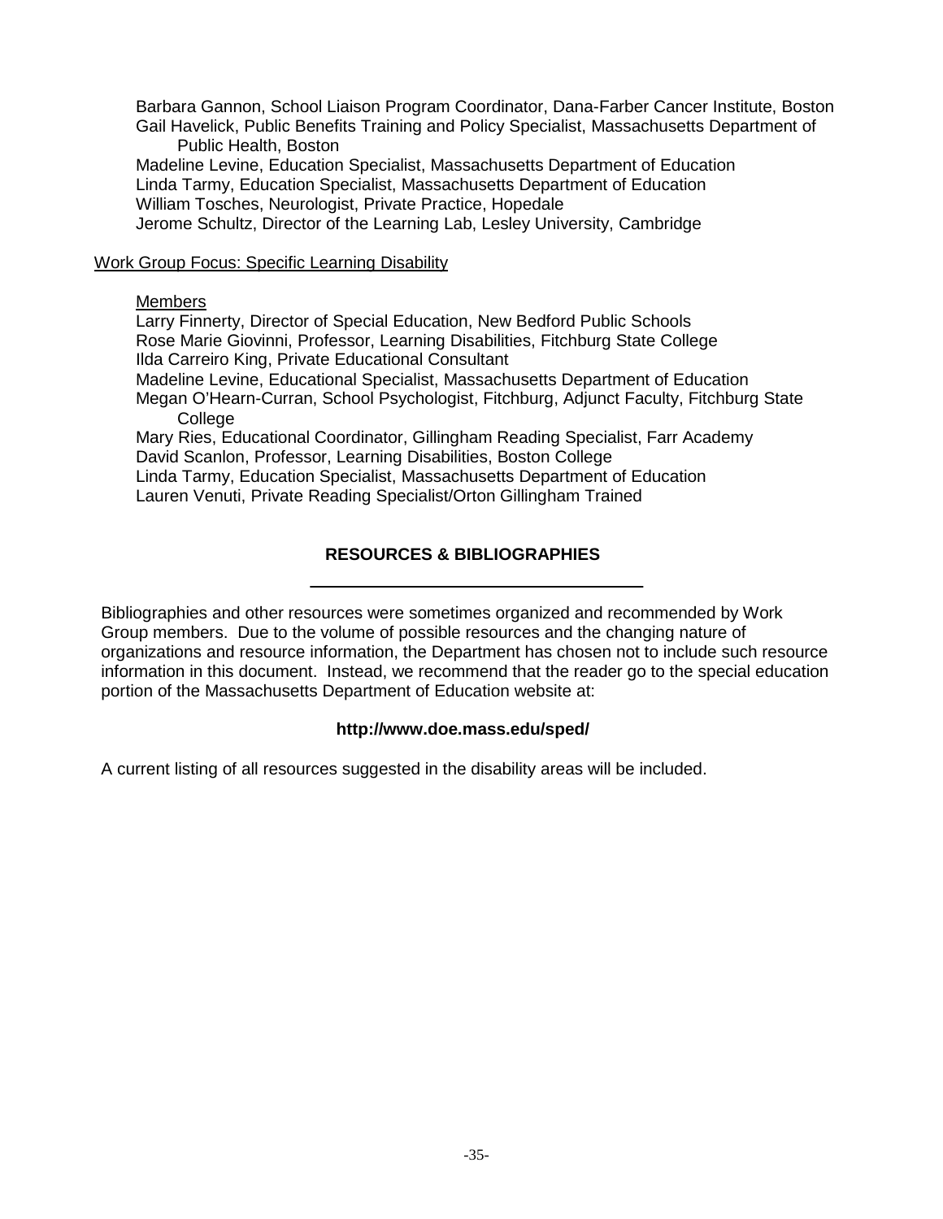Barbara Gannon, School Liaison Program Coordinator, Dana-Farber Cancer Institute, Boston
Gail Havelick, Public Benefits Training and Policy Specialist, Massachusetts Department of Public Health, Boston
Madeline Levine, Education Specialist, Massachusetts Department of Education
Linda Tarmy, Education Specialist, Massachusetts Department of Education
William Tosches, Neurologist, Private Practice, Hopedale
Jerome Schultz, Director of the Learning Lab, Lesley University, Cambridge

Work Group Focus: Specific Learning Disability

Members
Larry Finnerty, Director of Special Education, New Bedford Public Schools
Rose Marie Giovinni, Professor, Learning Disabilities, Fitchburg State College
Ilda Carreiro King, Private Educational Consultant
Madeline Levine, Educational Specialist, Massachusetts Department of Education
Megan O'Hearn-Curran, School Psychologist, Fitchburg, Adjunct Faculty, Fitchburg State College
Mary Ries, Educational Coordinator, Gillingham Reading Specialist, Farr Academy
David Scanlon, Professor, Learning Disabilities, Boston College
Linda Tarmy, Education Specialist, Massachusetts Department of Education
Lauren Venuti, Private Reading Specialist/Orton Gillingham Trained

## RESOURCES & BIBLIOGRAPHIES

Bibliographies and other resources were sometimes organized and recommended by Work Group members. Due to the volume of possible resources and the changing nature of organizations and resource information, the Department has chosen not to include such resource information in this document. Instead, we recommend that the reader go to the special education portion of the Massachusetts Department of Education website at:

**http://www.doe.mass.edu/sped/**

A current listing of all resources suggested in the disability areas will be included.